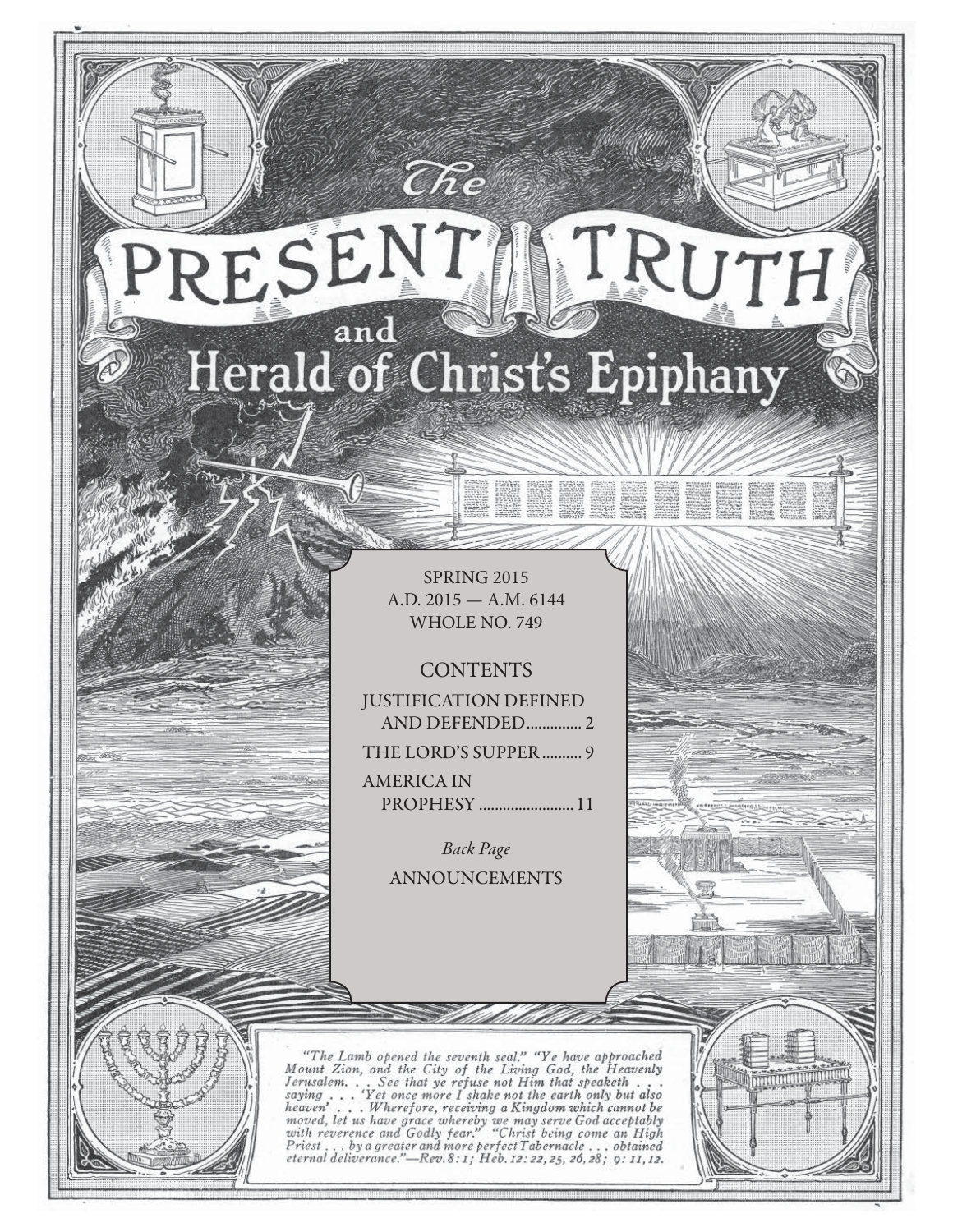# The PRESENT TRUTH and Herald of Christ's Epiphany

SPRING 2015
A.D. 2015 — A.M. 6144
WHOLE NO. 749

## CONTENTS

JUSTIFICATION DEFINED AND DEFENDED .............. 2

THE LORD'S SUPPER .......... 9

AMERICA IN PROPHESY ........................ 11

*Back Page*

ANNOUNCEMENTS

*"The Lamb opened the seventh seal." "Ye have approached Mount Zion, and the City of the Living God, the Heavenly Jerusalem. . . . See that ye refuse not Him that speaketh . . . saying . . . 'Yet once more I shake not the earth only but also heaven' . . . Wherefore, receiving a Kingdom which cannot be moved, let us have grace whereby we may serve God acceptably with reverence and Godly fear." "Christ being come an High Priest . . . by a greater and more perfect Tabernacle . . . obtained eternal deliverance."—Rev. 8: 1; Heb. 12: 22, 25, 26, 28; 9: 11, 12.*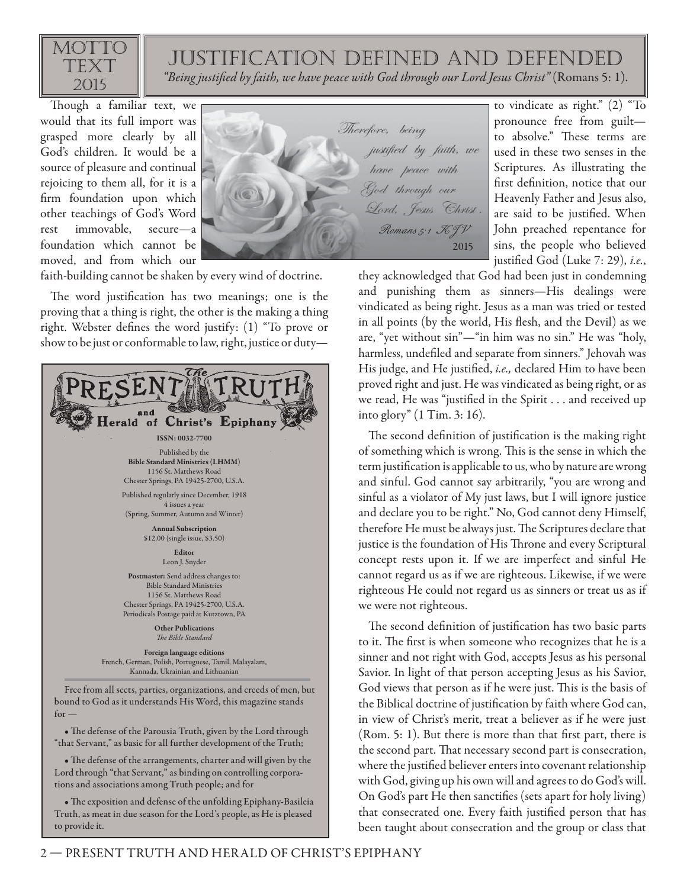MOTTO TEXT 2015

# JUSTIFICATION DEFINED AND DEFENDED

*"Being justified by faith, we have peace with God through our Lord Jesus Christ"* (Romans 5: 1).

Though a familiar text, we would that its full import was grasped more clearly by all God's children. It would be a source of pleasure and continual rejoicing to them all, for it is a firm foundation upon which other teachings of God's Word rest immovable, secure—a foundation which cannot be moved, and from which our faith-building cannot be shaken by every wind of doctrine.

The word justification has two meanings; one is the proving that a thing is right, the other is the making a thing right. Webster defines the word justify: (1) "To prove or show to be just or conformable to law, right, justice or duty—to vindicate as right." (2) "To pronounce free from guilt—to absolve." These terms are used in these two senses in the Scriptures. As illustrating the first definition, notice that our Heavenly Father and Jesus also, are said to be justified. When John preached repentance for sins, the people who believed justified God (Luke 7: 29), *i.e.*, they acknowledged that God had been just in condemning and punishing them as sinners—His dealings were vindicated as being right. Jesus as a man was tried or tested in all points (by the world, His flesh, and the Devil) as we are, "yet without sin"—"in him was no sin." He was "holy, harmless, undefiled and separate from sinners." Jehovah was His judge, and He justified, *i.e.,* declared Him to have been proved right and just. He was vindicated as being right, or as we read, He was "justified in the Spirit . . . and received up into glory" (1 Tim. 3: 16).

The second definition of justification is the making right of something which is wrong. This is the sense in which the term justification is applicable to us, who by nature are wrong and sinful. God cannot say arbitrarily, "you are wrong and sinful as a violator of My just laws, but I will ignore justice and declare you to be right." No, God cannot deny Himself, therefore He must be always just. The Scriptures declare that justice is the foundation of His Throne and every Scriptural concept rests upon it. If we are imperfect and sinful He cannot regard us as if we are righteous. Likewise, if we were righteous He could not regard us as sinners or treat us as if we were not righteous.

The second definition of justification has two basic parts to it. The first is when someone who recognizes that he is a sinner and not right with God, accepts Jesus as his personal Savior. In light of that person accepting Jesus as his Savior, God views that person as if he were just. This is the basis of the Biblical doctrine of justification by faith where God can, in view of Christ's merit, treat a believer as if he were just (Rom. 5: 1). But there is more than that first part, there is the second part. That necessary second part is consecration, where the justified believer enters into covenant relationship with God, giving up his own will and agrees to do God's will. On God's part He then sanctifies (sets apart for holy living) that consecrated one. Every faith justified person that has been taught about consecration and the group or class that

---

**The PRESENT TRUTH and Herald of Christ's Epiphany**

ISSN: 0032-7700

Published by the
**Bible Standard Ministries (LHMM)**
1156 St. Matthews Road
Chester Springs, PA 19425-2700, U.S.A.

Published regularly since December, 1918
4 issues a year
(Spring, Summer, Autumn and Winter)

**Annual Subscription**
$12.00 (single issue, $3.50)

**Editor**
Leon J. Snyder

**Postmaster:** Send address changes to:
Bible Standard Ministries
1156 St. Matthews Road
Chester Springs, PA 19425-2700, U.S.A.
Periodicals Postage paid at Kutztown, PA

**Other Publications**
*The Bible Standard*

**Foreign language editions**
French, German, Polish, Portuguese, Tamil, Malayalam, Kannada, Ukrainian and Lithuanian

Free from all sects, parties, organizations, and creeds of men, but bound to God as it understands His Word, this magazine stands for —

- The defense of the Parousia Truth, given by the Lord through "that Servant," as basic for all further development of the Truth;
- The defense of the arrangements, charter and will given by the Lord through "that Servant," as binding on controlling corporations and associations among Truth people; and for
- The exposition and defense of the unfolding Epiphany-Basileia Truth, as meat in due season for the Lord's people, as He is pleased to provide it.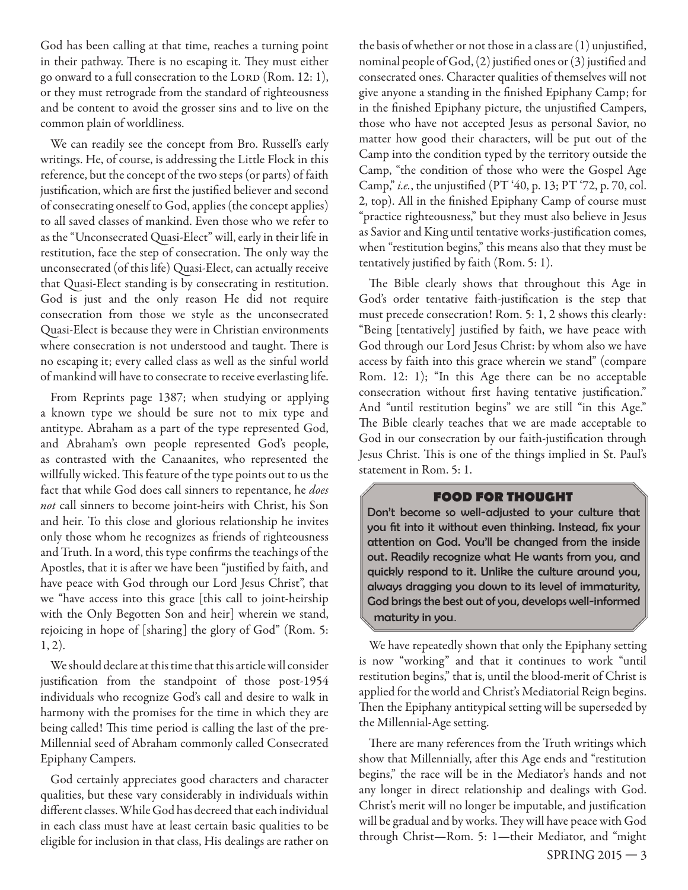God has been calling at that time, reaches a turning point in their pathway. There is no escaping it. They must either go onward to a full consecration to the LORD (Rom. 12: 1), or they must retrograde from the standard of righteousness and be content to avoid the grosser sins and to live on the common plain of worldliness.

We can readily see the concept from Bro. Russell's early writings. He, of course, is addressing the Little Flock in this reference, but the concept of the two steps (or parts) of faith justification, which are first the justified believer and second of consecrating oneself to God, applies (the concept applies) to all saved classes of mankind. Even those who we refer to as the "Unconsecrated Quasi-Elect" will, early in their life in restitution, face the step of consecration. The only way the unconsecrated (of this life) Quasi-Elect, can actually receive that Quasi-Elect standing is by consecrating in restitution. God is just and the only reason He did not require consecration from those we style as the unconsecrated Quasi-Elect is because they were in Christian environments where consecration is not understood and taught. There is no escaping it; every called class as well as the sinful world of mankind will have to consecrate to receive everlasting life.

From Reprints page 1387; when studying or applying a known type we should be sure not to mix type and antitype. Abraham as a part of the type represented God, and Abraham's own people represented God's people, as contrasted with the Canaanites, who represented the willfully wicked. This feature of the type points out to us the fact that while God does call sinners to repentance, he *does not* call sinners to become joint-heirs with Christ, his Son and heir. To this close and glorious relationship he invites only those whom he recognizes as friends of righteousness and Truth. In a word, this type confirms the teachings of the Apostles, that it is after we have been "justified by faith, and have peace with God through our Lord Jesus Christ", that we "have access into this grace [this call to joint-heirship with the Only Begotten Son and heir] wherein we stand, rejoicing in hope of [sharing] the glory of God" (Rom. 5: 1, 2).

We should declare at this time that this article will consider justification from the standpoint of those post-1954 individuals who recognize God's call and desire to walk in harmony with the promises for the time in which they are being called! This time period is calling the last of the pre-Millennial seed of Abraham commonly called Consecrated Epiphany Campers.

God certainly appreciates good characters and character qualities, but these vary considerably in individuals within different classes. While God has decreed that each individual in each class must have at least certain basic qualities to be eligible for inclusion in that class, His dealings are rather on the basis of whether or not those in a class are (1) unjustified, nominal people of God, (2) justified ones or (3) justified and consecrated ones. Character qualities of themselves will not give anyone a standing in the finished Epiphany Camp; for in the finished Epiphany picture, the unjustified Campers, those who have not accepted Jesus as personal Savior, no matter how good their characters, will be put out of the Camp into the condition typed by the territory outside the Camp, "the condition of those who were the Gospel Age Camp," *i.e.*, the unjustified (PT '40, p. 13; PT '72, p. 70, col. 2, top). All in the finished Epiphany Camp of course must "practice righteousness," but they must also believe in Jesus as Savior and King until tentative works-justification comes, when "restitution begins," this means also that they must be tentatively justified by faith (Rom. 5: 1).

The Bible clearly shows that throughout this Age in God's order tentative faith-justification is the step that must precede consecration! Rom. 5: 1, 2 shows this clearly: "Being [tentatively] justified by faith, we have peace with God through our Lord Jesus Christ: by whom also we have access by faith into this grace wherein we stand" (compare Rom. 12: 1); "In this Age there can be no acceptable consecration without first having tentative justification." And "until restitution begins" we are still "in this Age." The Bible clearly teaches that we are made acceptable to God in our consecration by our faith-justification through Jesus Christ. This is one of the things implied in St. Paul's statement in Rom. 5: 1.

> **FOOD FOR THOUGHT**
>
> Don't become so well-adjusted to your culture that you fit into it without even thinking. Instead, fix your attention on God. You'll be changed from the inside out. Readily recognize what He wants from you, and quickly respond to it. Unlike the culture around you, always dragging you down to its level of immaturity, God brings the best out of you, develops well-informed maturity in you.

We have repeatedly shown that only the Epiphany setting is now "working" and that it continues to work "until restitution begins," that is, until the blood-merit of Christ is applied for the world and Christ's Mediatorial Reign begins. Then the Epiphany antitypical setting will be superseded by the Millennial-Age setting.

There are many references from the Truth writings which show that Millennially, after this Age ends and "restitution begins," the race will be in the Mediator's hands and not any longer in direct relationship and dealings with God. Christ's merit will no longer be imputable, and justification will be gradual and by works. They will have peace with God through Christ—Rom. 5: 1—their Mediator, and "might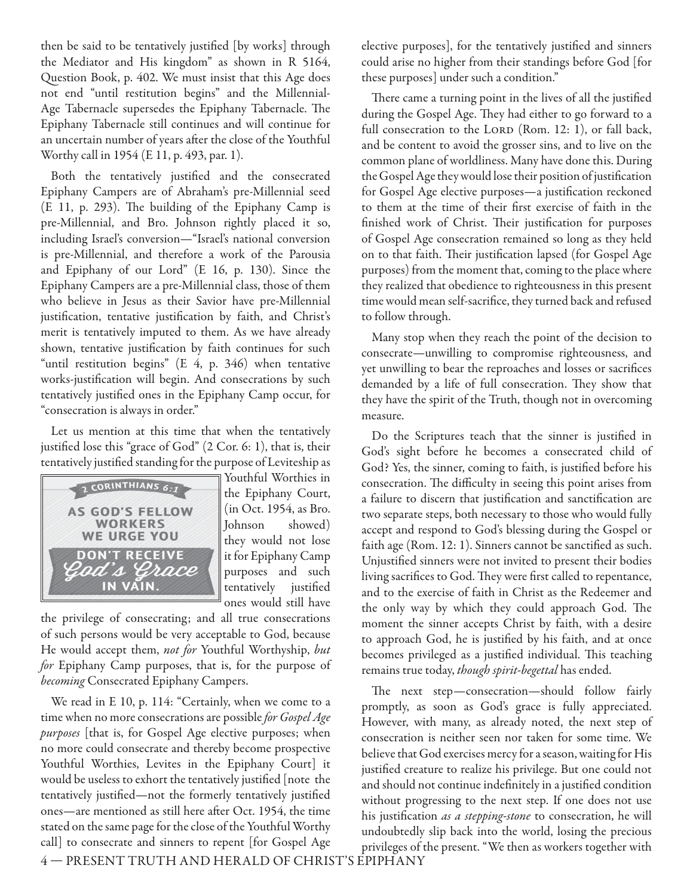then be said to be tentatively justified [by works] through the Mediator and His kingdom" as shown in R 5164, Question Book, p. 402. We must insist that this Age does not end "until restitution begins" and the Millennial-Age Tabernacle supersedes the Epiphany Tabernacle. The Epiphany Tabernacle still continues and will continue for an uncertain number of years after the close of the Youthful Worthy call in 1954 (E 11, p. 493, par. 1).

Both the tentatively justified and the consecrated Epiphany Campers are of Abraham's pre-Millennial seed (E 11, p. 293). The building of the Epiphany Camp is pre-Millennial, and Bro. Johnson rightly placed it so, including Israel's conversion—"Israel's national conversion is pre-Millennial, and therefore a work of the Parousia and Epiphany of our Lord" (E 16, p. 130). Since the Epiphany Campers are a pre-Millennial class, those of them who believe in Jesus as their Savior have pre-Millennial justification, tentative justification by faith, and Christ's merit is tentatively imputed to them. As we have already shown, tentative justification by faith continues for such "until restitution begins" (E 4, p. 346) when tentative works-justification will begin. And consecrations by such tentatively justified ones in the Epiphany Camp occur, for "consecration is always in order."

Let us mention at this time that when the tentatively justified lose this "grace of God" (2 Cor. 6: 1), that is, their tentatively justified standing for the purpose of Leviteship as Youthful Worthies in the Epiphany Court, (in Oct. 1954, as Bro. Johnson showed) they would not lose it for Epiphany Camp purposes and such tentatively justified ones would still have the privilege of consecrating; and all true consecrations of such persons would be very acceptable to God, because He would accept them, *not for* Youthful Worthyship, *but for* Epiphany Camp purposes, that is, for the purpose of *becoming* Consecrated Epiphany Campers.

2 CORINTHIANS 6:1 — AS GOD'S FELLOW WORKERS WE URGE YOU DON'T RECEIVE *God's Grace* IN VAIN.

We read in E 10, p. 114: "Certainly, when we come to a time when no more consecrations are possible *for Gospel Age purposes* [that is, for Gospel Age elective purposes; when no more could consecrate and thereby become prospective Youthful Worthies, Levites in the Epiphany Court] it would be useless to exhort the tentatively justified [note the tentatively justified—not the formerly tentatively justified ones—are mentioned as still here after Oct. 1954, the time stated on the same page for the close of the Youthful Worthy call] to consecrate and sinners to repent [for Gospel Age elective purposes], for the tentatively justified and sinners could arise no higher from their standings before God [for these purposes] under such a condition."

There came a turning point in the lives of all the justified during the Gospel Age. They had either to go forward to a full consecration to the LORD (Rom. 12: 1), or fall back, and be content to avoid the grosser sins, and to live on the common plane of worldliness. Many have done this. During the Gospel Age they would lose their position of justification for Gospel Age elective purposes—a justification reckoned to them at the time of their first exercise of faith in the finished work of Christ. Their justification for purposes of Gospel Age consecration remained so long as they held on to that faith. Their justification lapsed (for Gospel Age purposes) from the moment that, coming to the place where they realized that obedience to righteousness in this present time would mean self-sacrifice, they turned back and refused to follow through.

Many stop when they reach the point of the decision to consecrate—unwilling to compromise righteousness, and yet unwilling to bear the reproaches and losses or sacrifices demanded by a life of full consecration. They show that they have the spirit of the Truth, though not in overcoming measure.

Do the Scriptures teach that the sinner is justified in God's sight before he becomes a consecrated child of God? Yes, the sinner, coming to faith, is justified before his consecration. The difficulty in seeing this point arises from a failure to discern that justification and sanctification are two separate steps, both necessary to those who would fully accept and respond to God's blessing during the Gospel or faith age (Rom. 12: 1). Sinners cannot be sanctified as such. Unjustified sinners were not invited to present their bodies living sacrifices to God. They were first called to repentance, and to the exercise of faith in Christ as the Redeemer and the only way by which they could approach God. The moment the sinner accepts Christ by faith, with a desire to approach God, he is justified by his faith, and at once becomes privileged as a justified individual. This teaching remains true today, *though spirit-begettal* has ended.

The next step—consecration—should follow fairly promptly, as soon as God's grace is fully appreciated. However, with many, as already noted, the next step of consecration is neither seen nor taken for some time. We believe that God exercises mercy for a season, waiting for His justified creature to realize his privilege. But one could not and should not continue indefinitely in a justified condition without progressing to the next step. If one does not use his justification *as a stepping-stone* to consecration, he will undoubtedly slip back into the world, losing the precious privileges of the present. "We then as workers together with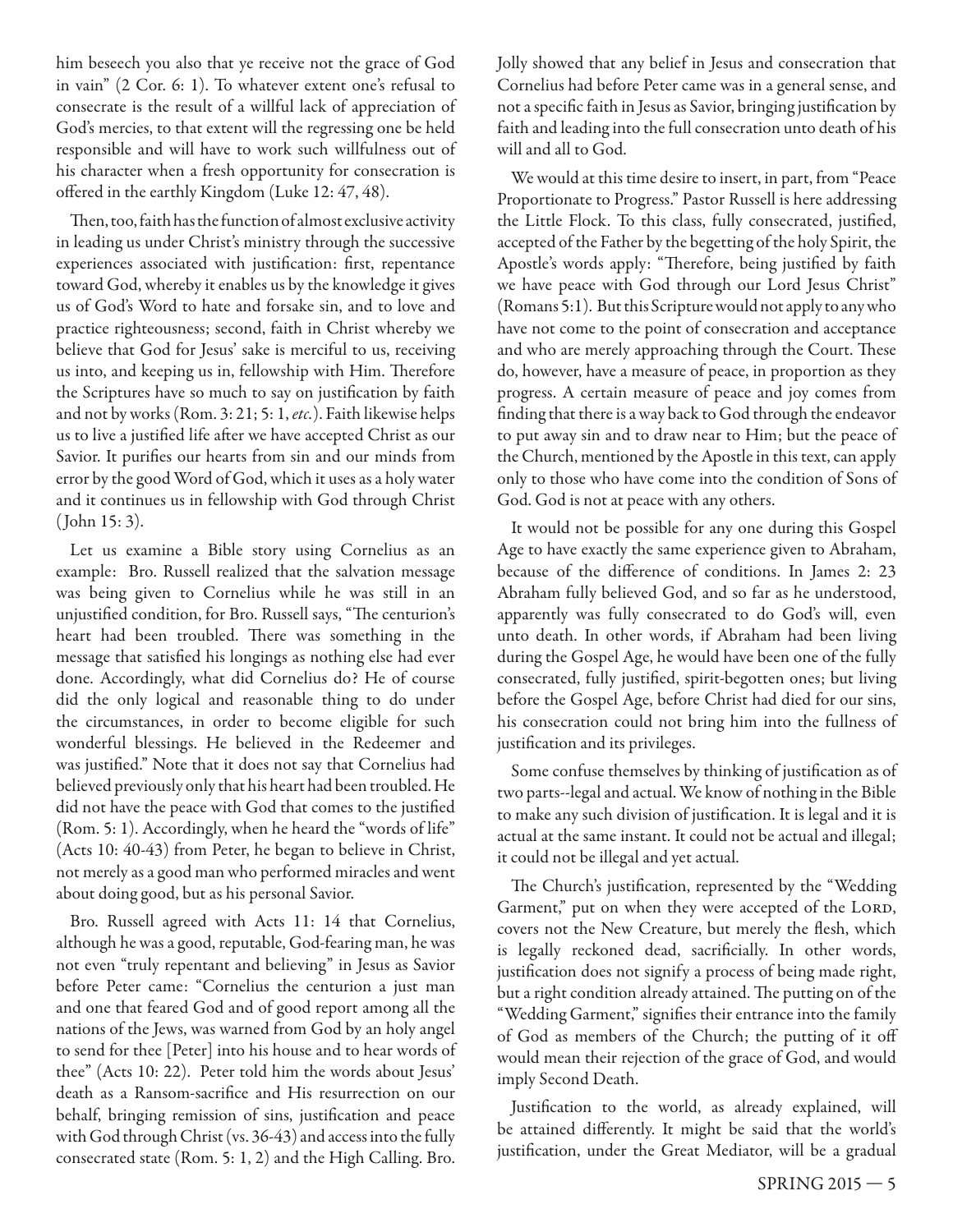him beseech you also that ye receive not the grace of God in vain" (2 Cor. 6: 1). To whatever extent one's refusal to consecrate is the result of a willful lack of appreciation of God's mercies, to that extent will the regressing one be held responsible and will have to work such willfulness out of his character when a fresh opportunity for consecration is offered in the earthly Kingdom (Luke 12: 47, 48).

Then, too, faith has the function of almost exclusive activity in leading us under Christ's ministry through the successive experiences associated with justification: first, repentance toward God, whereby it enables us by the knowledge it gives us of God's Word to hate and forsake sin, and to love and practice righteousness; second, faith in Christ whereby we believe that God for Jesus' sake is merciful to us, receiving us into, and keeping us in, fellowship with Him. Therefore the Scriptures have so much to say on justification by faith and not by works (Rom. 3: 21; 5: 1, *etc.*). Faith likewise helps us to live a justified life after we have accepted Christ as our Savior. It purifies our hearts from sin and our minds from error by the good Word of God, which it uses as a holy water and it continues us in fellowship with God through Christ (John 15: 3).

Let us examine a Bible story using Cornelius as an example: Bro. Russell realized that the salvation message was being given to Cornelius while he was still in an unjustified condition, for Bro. Russell says, "The centurion's heart had been troubled. There was something in the message that satisfied his longings as nothing else had ever done. Accordingly, what did Cornelius do? He of course did the only logical and reasonable thing to do under the circumstances, in order to become eligible for such wonderful blessings. He believed in the Redeemer and was justified." Note that it does not say that Cornelius had believed previously only that his heart had been troubled. He did not have the peace with God that comes to the justified (Rom. 5: 1). Accordingly, when he heard the "words of life" (Acts 10: 40-43) from Peter, he began to believe in Christ, not merely as a good man who performed miracles and went about doing good, but as his personal Savior.

Bro. Russell agreed with Acts 11: 14 that Cornelius, although he was a good, reputable, God-fearing man, he was not even "truly repentant and believing" in Jesus as Savior before Peter came: "Cornelius the centurion a just man and one that feared God and of good report among all the nations of the Jews, was warned from God by an holy angel to send for thee [Peter] into his house and to hear words of thee" (Acts 10: 22). Peter told him the words about Jesus' death as a Ransom-sacrifice and His resurrection on our behalf, bringing remission of sins, justification and peace with God through Christ (vs. 36-43) and access into the fully consecrated state (Rom. 5: 1, 2) and the High Calling. Bro. Jolly showed that any belief in Jesus and consecration that Cornelius had before Peter came was in a general sense, and not a specific faith in Jesus as Savior, bringing justification by faith and leading into the full consecration unto death of his will and all to God.

We would at this time desire to insert, in part, from "Peace Proportionate to Progress." Pastor Russell is here addressing the Little Flock. To this class, fully consecrated, justified, accepted of the Father by the begetting of the holy Spirit, the Apostle's words apply: "Therefore, being justified by faith we have peace with God through our Lord Jesus Christ" (Romans 5:1). But this Scripture would not apply to any who have not come to the point of consecration and acceptance and who are merely approaching through the Court. These do, however, have a measure of peace, in proportion as they progress. A certain measure of peace and joy comes from finding that there is a way back to God through the endeavor to put away sin and to draw near to Him; but the peace of the Church, mentioned by the Apostle in this text, can apply only to those who have come into the condition of Sons of God. God is not at peace with any others.

It would not be possible for any one during this Gospel Age to have exactly the same experience given to Abraham, because of the difference of conditions. In James 2: 23 Abraham fully believed God, and so far as he understood, apparently was fully consecrated to do God's will, even unto death. In other words, if Abraham had been living during the Gospel Age, he would have been one of the fully consecrated, fully justified, spirit-begotten ones; but living before the Gospel Age, before Christ had died for our sins, his consecration could not bring him into the fullness of justification and its privileges.

Some confuse themselves by thinking of justification as of two parts--legal and actual. We know of nothing in the Bible to make any such division of justification. It is legal and it is actual at the same instant. It could not be actual and illegal; it could not be illegal and yet actual.

The Church's justification, represented by the "Wedding Garment," put on when they were accepted of the Lord, covers not the New Creature, but merely the flesh, which is legally reckoned dead, sacrificially. In other words, justification does not signify a process of being made right, but a right condition already attained. The putting on of the "Wedding Garment," signifies their entrance into the family of God as members of the Church; the putting of it off would mean their rejection of the grace of God, and would imply Second Death.

Justification to the world, as already explained, will be attained differently. It might be said that the world's justification, under the Great Mediator, will be a gradual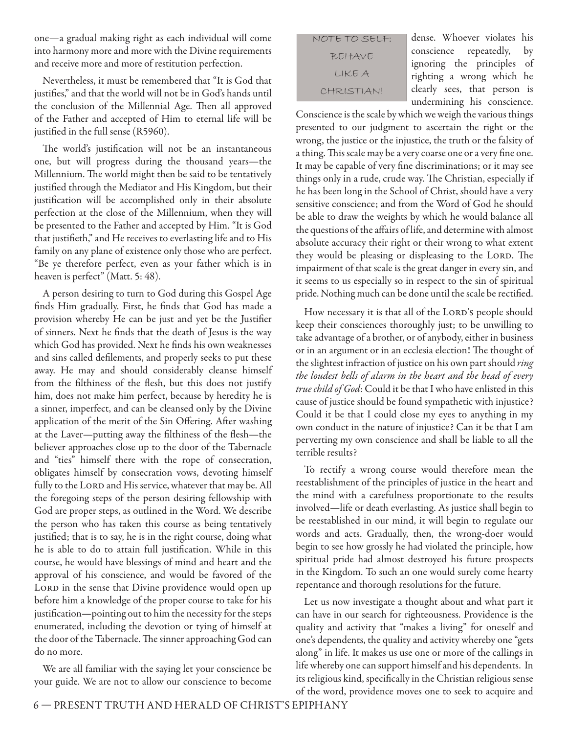one—a gradual making right as each individual will come into harmony more and more with the Divine requirements and receive more and more of restitution perfection.

Nevertheless, it must be remembered that "It is God that justifies," and that the world will not be in God's hands until the conclusion of the Millennial Age. Then all approved of the Father and accepted of Him to eternal life will be justified in the full sense (R5960).

The world's justification will not be an instantaneous one, but will progress during the thousand years—the Millennium. The world might then be said to be tentatively justified through the Mediator and His Kingdom, but their justification will be accomplished only in their absolute perfection at the close of the Millennium, when they will be presented to the Father and accepted by Him. "It is God that justifieth," and He receives to everlasting life and to His family on any plane of existence only those who are perfect. "Be ye therefore perfect, even as your father which is in heaven is perfect" (Matt. 5: 48).

A person desiring to turn to God during this Gospel Age finds Him gradually. First, he finds that God has made a provision whereby He can be just and yet be the Justifier of sinners. Next he finds that the death of Jesus is the way which God has provided. Next he finds his own weaknesses and sins called defilements, and properly seeks to put these away. He may and should considerably cleanse himself from the filthiness of the flesh, but this does not justify him, does not make him perfect, because by heredity he is a sinner, imperfect, and can be cleansed only by the Divine application of the merit of the Sin Offering. After washing at the Laver—putting away the filthiness of the flesh—the believer approaches close up to the door of the Tabernacle and "ties" himself there with the rope of consecration, obligates himself by consecration vows, devoting himself fully to the Lord and His service, whatever that may be. All the foregoing steps of the person desiring fellowship with God are proper steps, as outlined in the Word. We describe the person who has taken this course as being tentatively justified; that is to say, he is in the right course, doing what he is able to do to attain full justification. While in this course, he would have blessings of mind and heart and the approval of his conscience, and would be favored of the Lord in the sense that Divine providence would open up before him a knowledge of the proper course to take for his justification—pointing out to him the necessity for the steps enumerated, including the devotion or tying of himself at the door of the Tabernacle. The sinner approaching God can do no more.

We are all familiar with the saying let your conscience be your guide. We are not to allow our conscience to become dense. Whoever violates his conscience repeatedly, by ignoring the principles of righting a wrong which he clearly sees, that person is undermining his conscience. Conscience is the scale by which we weigh the various things presented to our judgment to ascertain the right or the wrong, the justice or the injustice, the truth or the falsity of a thing. This scale may be a very coarse one or a very fine one. It may be capable of very fine discriminations; or it may see things only in a rude, crude way. The Christian, especially if he has been long in the School of Christ, should have a very sensitive conscience; and from the Word of God he should be able to draw the weights by which he would balance all the questions of the affairs of life, and determine with almost absolute accuracy their right or their wrong to what extent they would be pleasing or displeasing to the Lord. The impairment of that scale is the great danger in every sin, and it seems to us especially so in respect to the sin of spiritual pride. Nothing much can be done until the scale be rectified.

NOTE TO SELF: BEHAVE LIKE A CHRISTIAN!

How necessary it is that all of the Lord's people should keep their consciences thoroughly just; to be unwilling to take advantage of a brother, or of anybody, either in business or in an argument or in an ecclesia election! The thought of the slightest infraction of justice on his own part should *ring the loudest bells of alarm in the heart and the head of every true child of God*: Could it be that I who have enlisted in this cause of justice should be found sympathetic with injustice? Could it be that I could close my eyes to anything in my own conduct in the nature of injustice? Can it be that I am perverting my own conscience and shall be liable to all the terrible results?

To rectify a wrong course would therefore mean the reestablishment of the principles of justice in the heart and the mind with a carefulness proportionate to the results involved—life or death everlasting. As justice shall begin to be reestablished in our mind, it will begin to regulate our words and acts. Gradually, then, the wrong-doer would begin to see how grossly he had violated the principle, how spiritual pride had almost destroyed his future prospects in the Kingdom. To such an one would surely come hearty repentance and thorough resolutions for the future.

Let us now investigate a thought about and what part it can have in our search for righteousness. Providence is the quality and activity that "makes a living" for oneself and one's dependents, the quality and activity whereby one "gets along" in life. It makes us use one or more of the callings in life whereby one can support himself and his dependents. In its religious kind, specifically in the Christian religious sense of the word, providence moves one to seek to acquire and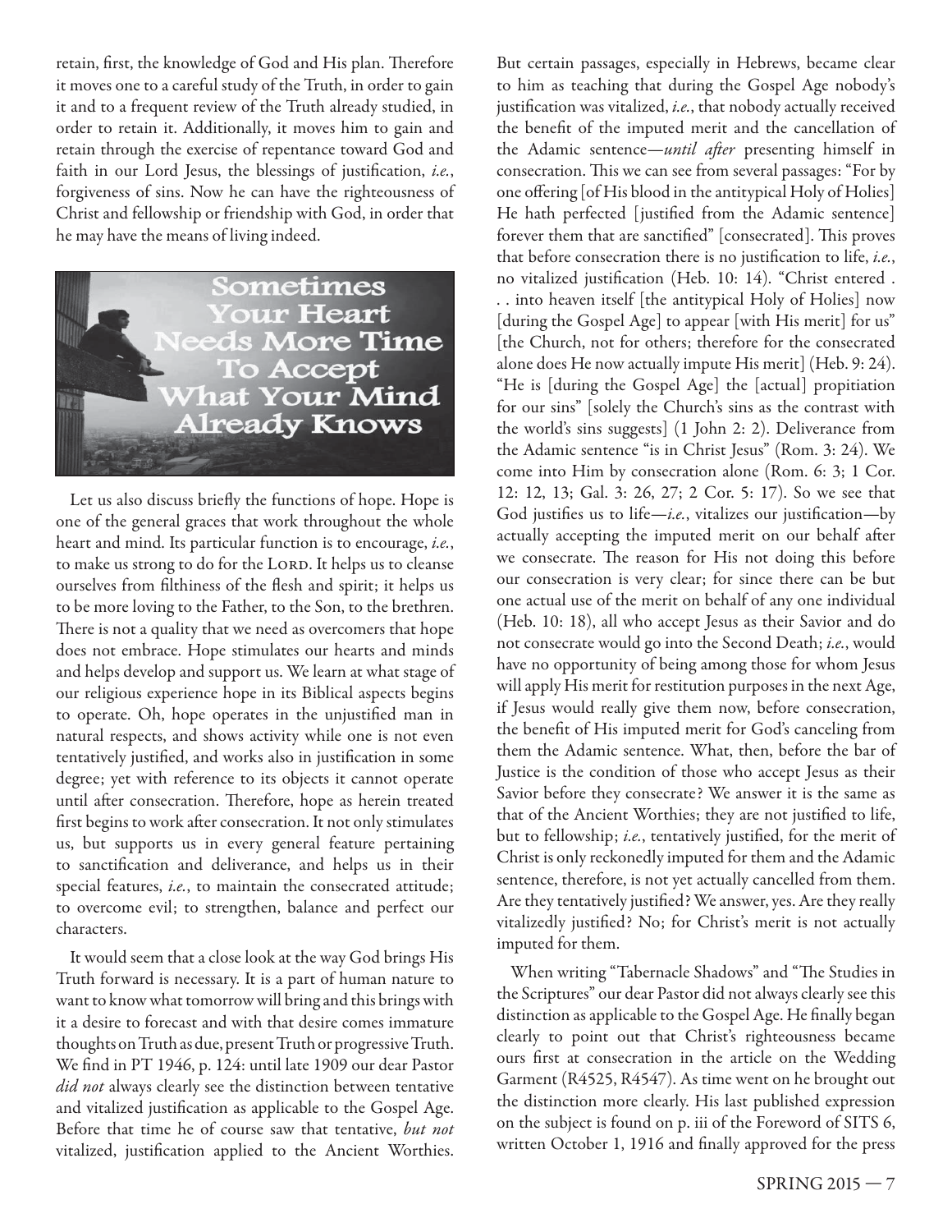retain, first, the knowledge of God and His plan. Therefore it moves one to a careful study of the Truth, in order to gain it and to a frequent review of the Truth already studied, in order to retain it. Additionally, it moves him to gain and retain through the exercise of repentance toward God and faith in our Lord Jesus, the blessings of justification, *i.e.*, forgiveness of sins. Now he can have the righteousness of Christ and fellowship or friendship with God, in order that he may have the means of living indeed.

Sometimes Your Heart Needs More Time To Accept What Your Mind Already Knows

Let us also discuss briefly the functions of hope. Hope is one of the general graces that work throughout the whole heart and mind. Its particular function is to encourage, *i.e.*, to make us strong to do for the LORD. It helps us to cleanse ourselves from filthiness of the flesh and spirit; it helps us to be more loving to the Father, to the Son, to the brethren. There is not a quality that we need as overcomers that hope does not embrace. Hope stimulates our hearts and minds and helps develop and support us. We learn at what stage of our religious experience hope in its Biblical aspects begins to operate. Oh, hope operates in the unjustified man in natural respects, and shows activity while one is not even tentatively justified, and works also in justification in some degree; yet with reference to its objects it cannot operate until after consecration. Therefore, hope as herein treated first begins to work after consecration. It not only stimulates us, but supports us in every general feature pertaining to sanctification and deliverance, and helps us in their special features, *i.e.*, to maintain the consecrated attitude; to overcome evil; to strengthen, balance and perfect our characters.

It would seem that a close look at the way God brings His Truth forward is necessary. It is a part of human nature to want to know what tomorrow will bring and this brings with it a desire to forecast and with that desire comes immature thoughts on Truth as due, present Truth or progressive Truth. We find in PT 1946, p. 124: until late 1909 our dear Pastor *did not* always clearly see the distinction between tentative and vitalized justification as applicable to the Gospel Age. Before that time he of course saw that tentative, *but not* vitalized, justification applied to the Ancient Worthies. But certain passages, especially in Hebrews, became clear to him as teaching that during the Gospel Age nobody's justification was vitalized, *i.e.*, that nobody actually received the benefit of the imputed merit and the cancellation of the Adamic sentence—*until after* presenting himself in consecration. This we can see from several passages: "For by one offering [of His blood in the antitypical Holy of Holies] He hath perfected [justified from the Adamic sentence] forever them that are sanctified" [consecrated]. This proves that before consecration there is no justification to life, *i.e.*, no vitalized justification (Heb. 10: 14). "Christ entered . . . into heaven itself [the antitypical Holy of Holies] now [during the Gospel Age] to appear [with His merit] for us" [the Church, not for others; therefore for the consecrated alone does He now actually impute His merit] (Heb. 9: 24). "He is [during the Gospel Age] the [actual] propitiation for our sins" [solely the Church's sins as the contrast with the world's sins suggests] (1 John 2: 2). Deliverance from the Adamic sentence "is in Christ Jesus" (Rom. 3: 24). We come into Him by consecration alone (Rom. 6: 3; 1 Cor. 12: 12, 13; Gal. 3: 26, 27; 2 Cor. 5: 17). So we see that God justifies us to life—*i.e.*, vitalizes our justification—by actually accepting the imputed merit on our behalf after we consecrate. The reason for His not doing this before our consecration is very clear; for since there can be but one actual use of the merit on behalf of any one individual (Heb. 10: 18), all who accept Jesus as their Savior and do not consecrate would go into the Second Death; *i.e.*, would have no opportunity of being among those for whom Jesus will apply His merit for restitution purposes in the next Age, if Jesus would really give them now, before consecration, the benefit of His imputed merit for God's canceling from them the Adamic sentence. What, then, before the bar of Justice is the condition of those who accept Jesus as their Savior before they consecrate? We answer it is the same as that of the Ancient Worthies; they are not justified to life, but to fellowship; *i.e.*, tentatively justified, for the merit of Christ is only reckonedly imputed for them and the Adamic sentence, therefore, is not yet actually cancelled from them. Are they tentatively justified? We answer, yes. Are they really vitalizedly justified? No; for Christ's merit is not actually imputed for them.

When writing "Tabernacle Shadows" and "The Studies in the Scriptures" our dear Pastor did not always clearly see this distinction as applicable to the Gospel Age. He finally began clearly to point out that Christ's righteousness became ours first at consecration in the article on the Wedding Garment (R4525, R4547). As time went on he brought out the distinction more clearly. His last published expression on the subject is found on p. iii of the Foreword of SITS 6, written October 1, 1916 and finally approved for the press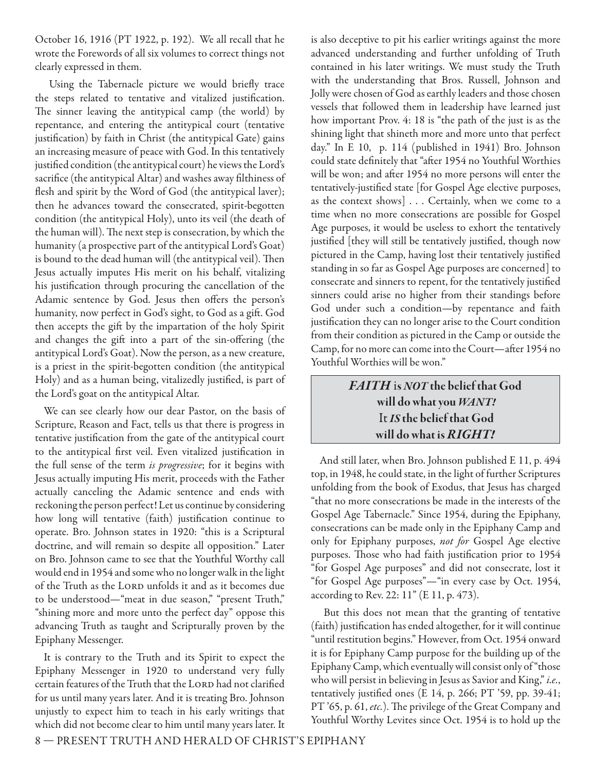October 16, 1916 (PT 1922, p. 192). We all recall that he wrote the Forewords of all six volumes to correct things not clearly expressed in them.

Using the Tabernacle picture we would briefly trace the steps related to tentative and vitalized justification. The sinner leaving the antitypical camp (the world) by repentance, and entering the antitypical court (tentative justification) by faith in Christ (the antitypical Gate) gains an increasing measure of peace with God. In this tentatively justified condition (the antitypical court) he views the Lord's sacrifice (the antitypical Altar) and washes away filthiness of flesh and spirit by the Word of God (the antitypical laver); then he advances toward the consecrated, spirit-begotten condition (the antitypical Holy), unto its veil (the death of the human will). The next step is consecration, by which the humanity (a prospective part of the antitypical Lord's Goat) is bound to the dead human will (the antitypical veil). Then Jesus actually imputes His merit on his behalf, vitalizing his justification through procuring the cancellation of the Adamic sentence by God. Jesus then offers the person's humanity, now perfect in God's sight, to God as a gift. God then accepts the gift by the impartation of the holy Spirit and changes the gift into a part of the sin-offering (the antitypical Lord's Goat). Now the person, as a new creature, is a priest in the spirit-begotten condition (the antitypical Holy) and as a human being, vitalizedly justified, is part of the Lord's goat on the antitypical Altar.

We can see clearly how our dear Pastor, on the basis of Scripture, Reason and Fact, tells us that there is progress in tentative justification from the gate of the antitypical court to the antitypical first veil. Even vitalized justification in the full sense of the term *is progressive*; for it begins with Jesus actually imputing His merit, proceeds with the Father actually canceling the Adamic sentence and ends with reckoning the person perfect! Let us continue by considering how long will tentative (faith) justification continue to operate. Bro. Johnson states in 1920: "this is a Scriptural doctrine, and will remain so despite all opposition." Later on Bro. Johnson came to see that the Youthful Worthy call would end in 1954 and some who no longer walk in the light of the Truth as the LORD unfolds it and as it becomes due to be understood—"meat in due season," "present Truth," "shining more and more unto the perfect day" oppose this advancing Truth as taught and Scripturally proven by the Epiphany Messenger.

It is contrary to the Truth and its Spirit to expect the Epiphany Messenger in 1920 to understand very fully certain features of the Truth that the LORD had not clarified for us until many years later. And it is treating Bro. Johnson unjustly to expect him to teach in his early writings that which did not become clear to him until many years later. It is also deceptive to pit his earlier writings against the more advanced understanding and further unfolding of Truth contained in his later writings. We must study the Truth with the understanding that Bros. Russell, Johnson and Jolly were chosen of God as earthly leaders and those chosen vessels that followed them in leadership have learned just how important Prov. 4: 18 is "the path of the just is as the shining light that shineth more and more unto that perfect day." In E 10, p. 114 (published in 1941) Bro. Johnson could state definitely that "after 1954 no Youthful Worthies will be won; and after 1954 no more persons will enter the tentatively-justified state [for Gospel Age elective purposes, as the context shows] . . . Certainly, when we come to a time when no more consecrations are possible for Gospel Age purposes, it would be useless to exhort the tentatively justified [they will still be tentatively justified, though now pictured in the Camp, having lost their tentatively justified standing in so far as Gospel Age purposes are concerned] to consecrate and sinners to repent, for the tentatively justified sinners could arise no higher from their standings before God under such a condition—by repentance and faith justification they can no longer arise to the Court condition from their condition as pictured in the Camp or outside the Camp, for no more can come into the Court—after 1954 no Youthful Worthies will be won."

> ***FAITH* is *NOT* the belief that God will do what you *WANT!* It *IS* the belief that God will do what is *RIGHT!***

And still later, when Bro. Johnson published E 11, p. 494 top, in 1948, he could state, in the light of further Scriptures unfolding from the book of Exodus, that Jesus has charged "that no more consecrations be made in the interests of the Gospel Age Tabernacle." Since 1954, during the Epiphany, consecrations can be made only in the Epiphany Camp and only for Epiphany purposes, *not for* Gospel Age elective purposes. Those who had faith justification prior to 1954 "for Gospel Age purposes" and did not consecrate, lost it "for Gospel Age purposes"—"in every case by Oct. 1954, according to Rev. 22: 11" (E 11, p. 473).

But this does not mean that the granting of tentative (faith) justification has ended altogether, for it will continue "until restitution begins." However, from Oct. 1954 onward it is for Epiphany Camp purpose for the building up of the Epiphany Camp, which eventually will consist only of "those who will persist in believing in Jesus as Savior and King," *i.e.*, tentatively justified ones (E 14, p. 266; PT '59, pp. 39-41; PT '65, p. 61, *etc.*). The privilege of the Great Company and Youthful Worthy Levites since Oct. 1954 is to hold up the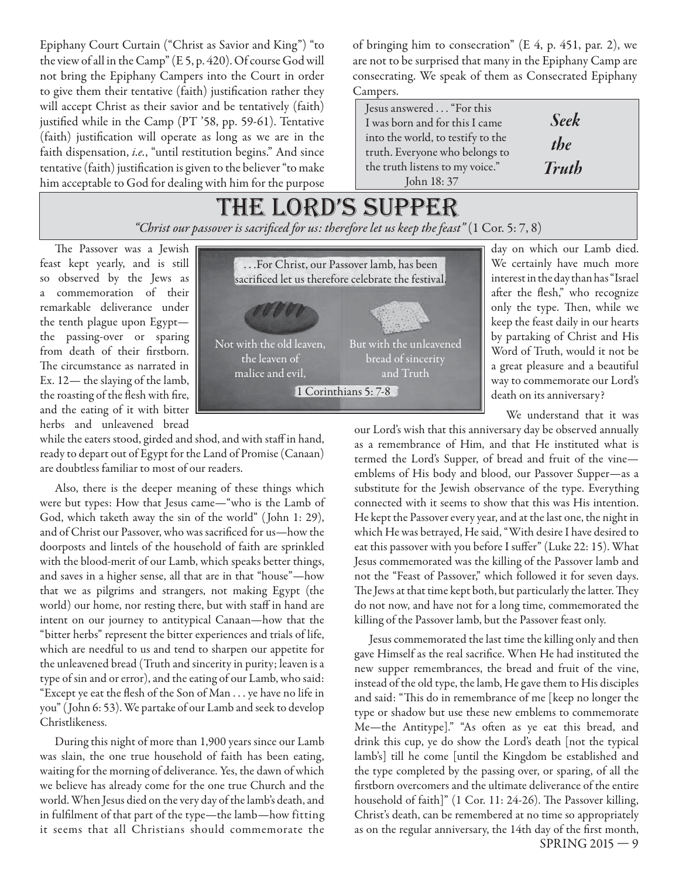Epiphany Court Curtain ("Christ as Savior and King") "to the view of all in the Camp" (E 5, p. 420). Of course God will not bring the Epiphany Campers into the Court in order to give them their tentative (faith) justification rather they will accept Christ as their savior and be tentatively (faith) justified while in the Camp (PT '58, pp. 59-61). Tentative (faith) justification will operate as long as we are in the faith dispensation, *i.e.*, "until restitution begins." And since tentative (faith) justification is given to the believer "to make him acceptable to God for dealing with him for the purpose of bringing him to consecration" (E 4, p. 451, par. 2), we are not to be surprised that many in the Epiphany Camp are consecrating. We speak of them as Consecrated Epiphany Campers.

> Jesus answered . . . "For this I was born and for this I came into the world, to testify to the truth. Everyone who belongs to the truth listens to my voice." John 18: 37
>
> ***Seek the Truth***

# The Lord's Supper

*"Christ our passover is sacrificed for us: therefore let us keep the feast"* (1 Cor. 5: 7, 8)

> . . .For Christ, our Passover lamb, has been sacrificed let us therefore celebrate the festival.
>
> Not with the old leaven, the leaven of malice and evil,
>
> But with the unleavened bread of sincerity and Truth
>
> 1 Corinthians 5: 7-8

The Passover was a Jewish feast kept yearly, and is still so observed by the Jews as a commemoration of their remarkable deliverance under the tenth plague upon Egypt—the passing-over or sparing from death of their firstborn. The circumstance as narrated in Ex. 12— the slaying of the lamb, the roasting of the flesh with fire, and the eating of it with bitter herbs and unleavened bread while the eaters stood, girded and shod, and with staff in hand, ready to depart out of Egypt for the Land of Promise (Canaan) are doubtless familiar to most of our readers.

Also, there is the deeper meaning of these things which were but types: How that Jesus came—"who is the Lamb of God, which taketh away the sin of the world" (John 1: 29), and of Christ our Passover, who was sacrificed for us—how the doorposts and lintels of the household of faith are sprinkled with the blood-merit of our Lamb, which speaks better things, and saves in a higher sense, all that are in that "house"—how that we as pilgrims and strangers, not making Egypt (the world) our home, nor resting there, but with staff in hand are intent on our journey to antitypical Canaan—how that the "bitter herbs" represent the bitter experiences and trials of life, which are needful to us and tend to sharpen our appetite for the unleavened bread (Truth and sincerity in purity; leaven is a type of sin and or error), and the eating of our Lamb, who said: "Except ye eat the flesh of the Son of Man . . . ye have no life in you" (John 6: 53). We partake of our Lamb and seek to develop Christlikeness.

During this night of more than 1,900 years since our Lamb was slain, the one true household of faith has been eating, waiting for the morning of deliverance. Yes, the dawn of which we believe has already come for the one true Church and the world. When Jesus died on the very day of the lamb's death, and in fulfilment of that part of the type—the lamb—how fitting it seems that all Christians should commemorate the day on which our Lamb died. We certainly have much more interest in the day than has "Israel after the flesh," who recognize only the type. Then, while we keep the feast daily in our hearts by partaking of Christ and His Word of Truth, would it not be a great pleasure and a beautiful way to commemorate our Lord's death on its anniversary?

We understand that it was our Lord's wish that this anniversary day be observed annually as a remembrance of Him, and that He instituted what is termed the Lord's Supper, of bread and fruit of the vine—emblems of His body and blood, our Passover Supper—as a substitute for the Jewish observance of the type. Everything connected with it seems to show that this was His intention. He kept the Passover every year, and at the last one, the night in which He was betrayed, He said, "With desire I have desired to eat this passover with you before I suffer" (Luke 22: 15). What Jesus commemorated was the killing of the Passover lamb and not the "Feast of Passover," which followed it for seven days. The Jews at that time kept both, but particularly the latter. They do not now, and have not for a long time, commemorated the killing of the Passover lamb, but the Passover feast only.

Jesus commemorated the last time the killing only and then gave Himself as the real sacrifice. When He had instituted the new supper remembrances, the bread and fruit of the vine, instead of the old type, the lamb, He gave them to His disciples and said: "This do in remembrance of me [keep no longer the type or shadow but use these new emblems to commemorate Me—the Antitype]." "As often as ye eat this bread, and drink this cup, ye do show the Lord's death [not the typical lamb's] till he come [until the Kingdom be established and the type completed by the passing over, or sparing, of all the firstborn overcomers and the ultimate deliverance of the entire household of faith]" (1 Cor. 11: 24-26). The Passover killing, Christ's death, can be remembered at no time so appropriately as on the regular anniversary, the 14th day of the first month,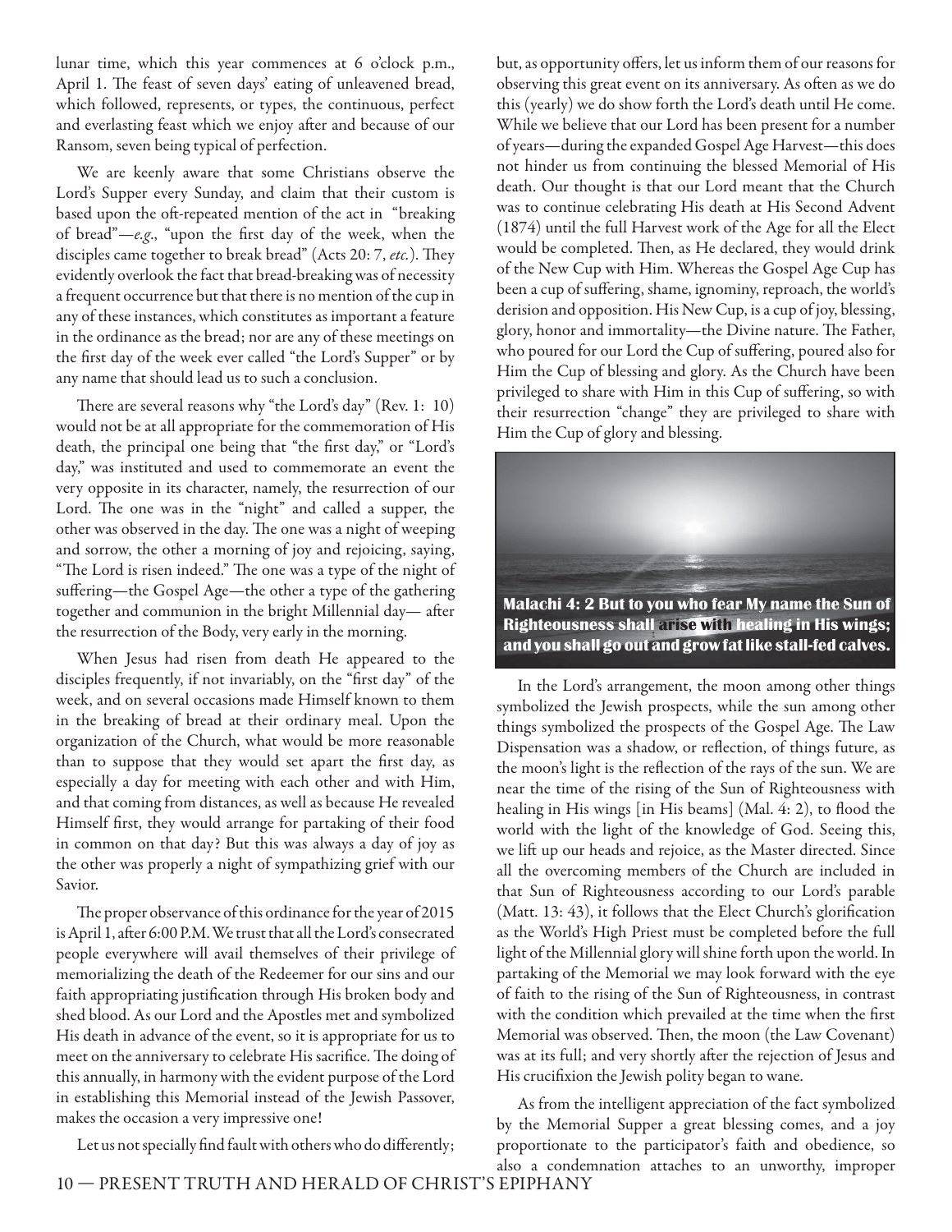lunar time, which this year commences at 6 o'clock p.m., April 1. The feast of seven days' eating of unleavened bread, which followed, represents, or types, the continuous, perfect and everlasting feast which we enjoy after and because of our Ransom, seven being typical of perfection.

We are keenly aware that some Christians observe the Lord's Supper every Sunday, and claim that their custom is based upon the oft-repeated mention of the act in "breaking of bread"—*e.g.*, "upon the first day of the week, when the disciples came together to break bread" (Acts 20: 7, *etc.*). They evidently overlook the fact that bread-breaking was of necessity a frequent occurrence but that there is no mention of the cup in any of these instances, which constitutes as important a feature in the ordinance as the bread; nor are any of these meetings on the first day of the week ever called "the Lord's Supper" or by any name that should lead us to such a conclusion.

There are several reasons why "the Lord's day" (Rev. 1: 10) would not be at all appropriate for the commemoration of His death, the principal one being that "the first day," or "Lord's day," was instituted and used to commemorate an event the very opposite in its character, namely, the resurrection of our Lord. The one was in the "night" and called a supper, the other was observed in the day. The one was a night of weeping and sorrow, the other a morning of joy and rejoicing, saying, "The Lord is risen indeed." The one was a type of the night of suffering—the Gospel Age—the other a type of the gathering together and communion in the bright Millennial day— after the resurrection of the Body, very early in the morning.

When Jesus had risen from death He appeared to the disciples frequently, if not invariably, on the "first day" of the week, and on several occasions made Himself known to them in the breaking of bread at their ordinary meal. Upon the organization of the Church, what would be more reasonable than to suppose that they would set apart the first day, as especially a day for meeting with each other and with Him, and that coming from distances, as well as because He revealed Himself first, they would arrange for partaking of their food in common on that day? But this was always a day of joy as the other was properly a night of sympathizing grief with our Savior.

The proper observance of this ordinance for the year of 2015 is April 1, after 6:00 P.M. We trust that all the Lord's consecrated people everywhere will avail themselves of their privilege of memorializing the death of the Redeemer for our sins and our faith appropriating justification through His broken body and shed blood. As our Lord and the Apostles met and symbolized His death in advance of the event, so it is appropriate for us to meet on the anniversary to celebrate His sacrifice. The doing of this annually, in harmony with the evident purpose of the Lord in establishing this Memorial instead of the Jewish Passover, makes the occasion a very impressive one!

Let us not specially find fault with others who do differently; but, as opportunity offers, let us inform them of our reasons for observing this great event on its anniversary. As often as we do this (yearly) we do show forth the Lord's death until He come. While we believe that our Lord has been present for a number of years—during the expanded Gospel Age Harvest—this does not hinder us from continuing the blessed Memorial of His death. Our thought is that our Lord meant that the Church was to continue celebrating His death at His Second Advent (1874) until the full Harvest work of the Age for all the Elect would be completed. Then, as He declared, they would drink of the New Cup with Him. Whereas the Gospel Age Cup has been a cup of suffering, shame, ignominy, reproach, the world's derision and opposition. His New Cup, is a cup of joy, blessing, glory, honor and immortality—the Divine nature. The Father, who poured for our Lord the Cup of suffering, poured also for Him the Cup of blessing and glory. As the Church have been privileged to share with Him in this Cup of suffering, so with their resurrection "change" they are privileged to share with Him the Cup of glory and blessing.

**Malachi 4: 2 But to you who fear My name the Sun of Righteousness shall arise with healing in His wings; and you shall go out and grow fat like stall-fed calves.**

In the Lord's arrangement, the moon among other things symbolized the Jewish prospects, while the sun among other things symbolized the prospects of the Gospel Age. The Law Dispensation was a shadow, or reflection, of things future, as the moon's light is the reflection of the rays of the sun. We are near the time of the rising of the Sun of Righteousness with healing in His wings [in His beams] (Mal. 4: 2), to flood the world with the light of the knowledge of God. Seeing this, we lift up our heads and rejoice, as the Master directed. Since all the overcoming members of the Church are included in that Sun of Righteousness according to our Lord's parable (Matt. 13: 43), it follows that the Elect Church's glorification as the World's High Priest must be completed before the full light of the Millennial glory will shine forth upon the world. In partaking of the Memorial we may look forward with the eye of faith to the rising of the Sun of Righteousness, in contrast with the condition which prevailed at the time when the first Memorial was observed. Then, the moon (the Law Covenant) was at its full; and very shortly after the rejection of Jesus and His crucifixion the Jewish polity began to wane.

As from the intelligent appreciation of the fact symbolized by the Memorial Supper a great blessing comes, and a joy proportionate to the participator's faith and obedience, so also a condemnation attaches to an unworthy, improper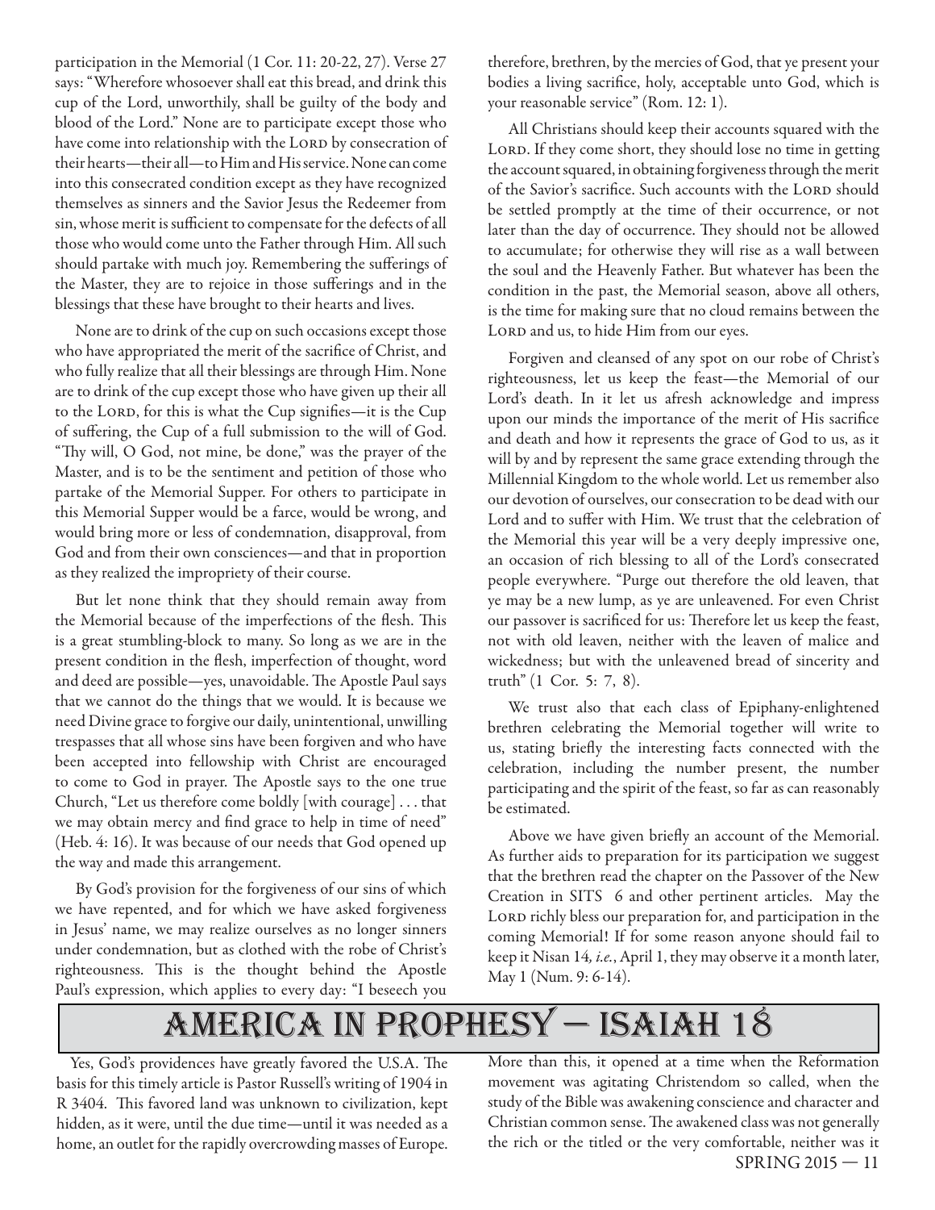participation in the Memorial (1 Cor. 11: 20-22, 27). Verse 27 says: "Wherefore whosoever shall eat this bread, and drink this cup of the Lord, unworthily, shall be guilty of the body and blood of the Lord." None are to participate except those who have come into relationship with the LORD by consecration of their hearts—their all—to Him and His service. None can come into this consecrated condition except as they have recognized themselves as sinners and the Savior Jesus the Redeemer from sin, whose merit is sufficient to compensate for the defects of all those who would come unto the Father through Him. All such should partake with much joy. Remembering the sufferings of the Master, they are to rejoice in those sufferings and in the blessings that these have brought to their hearts and lives.

None are to drink of the cup on such occasions except those who have appropriated the merit of the sacrifice of Christ, and who fully realize that all their blessings are through Him. None are to drink of the cup except those who have given up their all to the LORD, for this is what the Cup signifies—it is the Cup of suffering, the Cup of a full submission to the will of God. "Thy will, O God, not mine, be done," was the prayer of the Master, and is to be the sentiment and petition of those who partake of the Memorial Supper. For others to participate in this Memorial Supper would be a farce, would be wrong, and would bring more or less of condemnation, disapproval, from God and from their own consciences—and that in proportion as they realized the impropriety of their course.

But let none think that they should remain away from the Memorial because of the imperfections of the flesh. This is a great stumbling-block to many. So long as we are in the present condition in the flesh, imperfection of thought, word and deed are possible—yes, unavoidable. The Apostle Paul says that we cannot do the things that we would. It is because we need Divine grace to forgive our daily, unintentional, unwilling trespasses that all whose sins have been forgiven and who have been accepted into fellowship with Christ are encouraged to come to God in prayer. The Apostle says to the one true Church, "Let us therefore come boldly [with courage] . . . that we may obtain mercy and find grace to help in time of need" (Heb. 4: 16). It was because of our needs that God opened up the way and made this arrangement.

By God's provision for the forgiveness of our sins of which we have repented, and for which we have asked forgiveness in Jesus' name, we may realize ourselves as no longer sinners under condemnation, but as clothed with the robe of Christ's righteousness. This is the thought behind the Apostle Paul's expression, which applies to every day: "I beseech you therefore, brethren, by the mercies of God, that ye present your bodies a living sacrifice, holy, acceptable unto God, which is your reasonable service" (Rom. 12: 1).

All Christians should keep their accounts squared with the LORD. If they come short, they should lose no time in getting the account squared, in obtaining forgiveness through the merit of the Savior's sacrifice. Such accounts with the LORD should be settled promptly at the time of their occurrence, or not later than the day of occurrence. They should not be allowed to accumulate; for otherwise they will rise as a wall between the soul and the Heavenly Father. But whatever has been the condition in the past, the Memorial season, above all others, is the time for making sure that no cloud remains between the LORD and us, to hide Him from our eyes.

Forgiven and cleansed of any spot on our robe of Christ's righteousness, let us keep the feast—the Memorial of our Lord's death. In it let us afresh acknowledge and impress upon our minds the importance of the merit of His sacrifice and death and how it represents the grace of God to us, as it will by and by represent the same grace extending through the Millennial Kingdom to the whole world. Let us remember also our devotion of ourselves, our consecration to be dead with our Lord and to suffer with Him. We trust that the celebration of the Memorial this year will be a very deeply impressive one, an occasion of rich blessing to all of the Lord's consecrated people everywhere. "Purge out therefore the old leaven, that ye may be a new lump, as ye are unleavened. For even Christ our passover is sacrificed for us: Therefore let us keep the feast, not with old leaven, neither with the leaven of malice and wickedness; but with the unleavened bread of sincerity and truth" (1 Cor. 5: 7, 8).

We trust also that each class of Epiphany-enlightened brethren celebrating the Memorial together will write to us, stating briefly the interesting facts connected with the celebration, including the number present, the number participating and the spirit of the feast, so far as can reasonably be estimated.

Above we have given briefly an account of the Memorial. As further aids to preparation for its participation we suggest that the brethren read the chapter on the Passover of the New Creation in SITS 6 and other pertinent articles. May the LORD richly bless our preparation for, and participation in the coming Memorial! If for some reason anyone should fail to keep it Nisan 14, *i.e.*, April 1, they may observe it a month later, May 1 (Num. 9: 6-14).

# AMERICA IN PROPHESY — ISAIAH 18

Yes, God's providences have greatly favored the U.S.A. The basis for this timely article is Pastor Russell's writing of 1904 in R 3404. This favored land was unknown to civilization, kept hidden, as it were, until the due time—until it was needed as a home, an outlet for the rapidly overcrowding masses of Europe. More than this, it opened at a time when the Reformation movement was agitating Christendom so called, when the study of the Bible was awakening conscience and character and Christian common sense. The awakened class was not generally the rich or the titled or the very comfortable, neither was it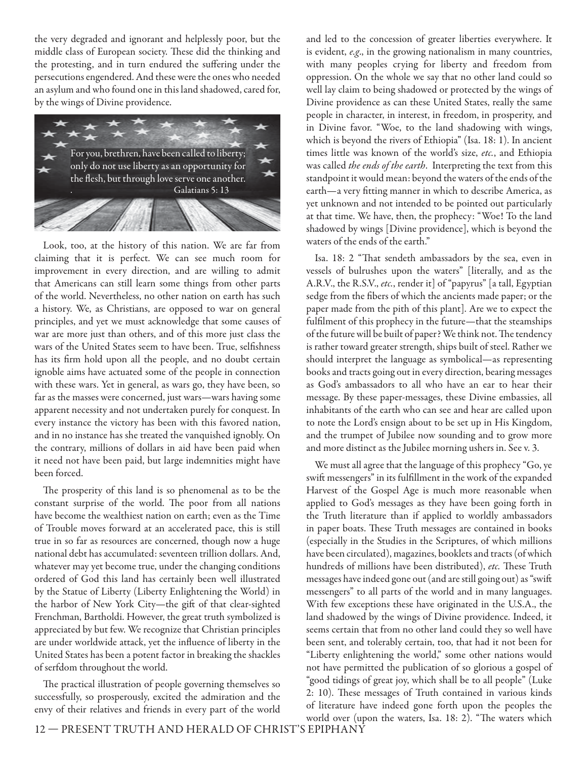the very degraded and ignorant and helplessly poor, but the middle class of European society. These did the thinking and the protesting, and in turn endured the suffering under the persecutions engendered. And these were the ones who needed an asylum and who found one in this land shadowed, cared for, by the wings of Divine providence.

> For you, brethren, have been called to liberty; only do not use liberty as an opportunity for the flesh, but through love serve one another.
> Galatians 5: 13

Look, too, at the history of this nation. We are far from claiming that it is perfect. We can see much room for improvement in every direction, and are willing to admit that Americans can still learn some things from other parts of the world. Nevertheless, no other nation on earth has such a history. We, as Christians, are opposed to war on general principles, and yet we must acknowledge that some causes of war are more just than others, and of this more just class the wars of the United States seem to have been. True, selfishness has its firm hold upon all the people, and no doubt certain ignoble aims have actuated some of the people in connection with these wars. Yet in general, as wars go, they have been, so far as the masses were concerned, just wars—wars having some apparent necessity and not undertaken purely for conquest. In every instance the victory has been with this favored nation, and in no instance has she treated the vanquished ignobly. On the contrary, millions of dollars in aid have been paid when it need not have been paid, but large indemnities might have been forced.

The prosperity of this land is so phenomenal as to be the constant surprise of the world. The poor from all nations have become the wealthiest nation on earth; even as the Time of Trouble moves forward at an accelerated pace, this is still true in so far as resources are concerned, though now a huge national debt has accumulated: seventeen trillion dollars. And, whatever may yet become true, under the changing conditions ordered of God this land has certainly been well illustrated by the Statue of Liberty (Liberty Enlightening the World) in the harbor of New York City—the gift of that clear-sighted Frenchman, Bartholdi. However, the great truth symbolized is appreciated by but few. We recognize that Christian principles are under worldwide attack, yet the influence of liberty in the United States has been a potent factor in breaking the shackles of serfdom throughout the world.

The practical illustration of people governing themselves so successfully, so prosperously, excited the admiration and the envy of their relatives and friends in every part of the world and led to the concession of greater liberties everywhere. It is evident, *e.g*., in the growing nationalism in many countries, with many peoples crying for liberty and freedom from oppression. On the whole we say that no other land could so well lay claim to being shadowed or protected by the wings of Divine providence as can these United States, really the same people in character, in interest, in freedom, in prosperity, and in Divine favor. "Woe, to the land shadowing with wings, which is beyond the rivers of Ethiopia" (Isa. 18: 1). In ancient times little was known of the world's size, *etc.*, and Ethiopia was called *the ends of the earth*. Interpreting the text from this standpoint it would mean: beyond the waters of the ends of the earth—a very fitting manner in which to describe America, as yet unknown and not intended to be pointed out particularly at that time. We have, then, the prophecy: "Woe! To the land shadowed by wings [Divine providence], which is beyond the waters of the ends of the earth."

Isa. 18: 2 "That sendeth ambassadors by the sea, even in vessels of bulrushes upon the waters" [literally, and as the A.R.V., the R.S.V., *etc.*, render it] of "papyrus" [a tall, Egyptian sedge from the fibers of which the ancients made paper; or the paper made from the pith of this plant]. Are we to expect the fulfilment of this prophecy in the future—that the steamships of the future will be built of paper? We think not. The tendency is rather toward greater strength, ships built of steel. Rather we should interpret the language as symbolical—as representing books and tracts going out in every direction, bearing messages as God's ambassadors to all who have an ear to hear their message. By these paper-messages, these Divine embassies, all inhabitants of the earth who can see and hear are called upon to note the Lord's ensign about to be set up in His Kingdom, and the trumpet of Jubilee now sounding and to grow more and more distinct as the Jubilee morning ushers in. See v. 3.

We must all agree that the language of this prophecy "Go, ye swift messengers" in its fulfillment in the work of the expanded Harvest of the Gospel Age is much more reasonable when applied to God's messages as they have been going forth in the Truth literature than if applied to worldly ambassadors in paper boats. These Truth messages are contained in books (especially in the Studies in the Scriptures, of which millions have been circulated), magazines, booklets and tracts (of which hundreds of millions have been distributed), *etc.* These Truth messages have indeed gone out (and are still going out) as "swift messengers" to all parts of the world and in many languages. With few exceptions these have originated in the U.S.A., the land shadowed by the wings of Divine providence. Indeed, it seems certain that from no other land could they so well have been sent, and tolerably certain, too, that had it not been for "Liberty enlightening the world," some other nations would not have permitted the publication of so glorious a gospel of "good tidings of great joy, which shall be to all people" (Luke 2: 10). These messages of Truth contained in various kinds of literature have indeed gone forth upon the peoples the world over (upon the waters, Isa. 18: 2). "The waters which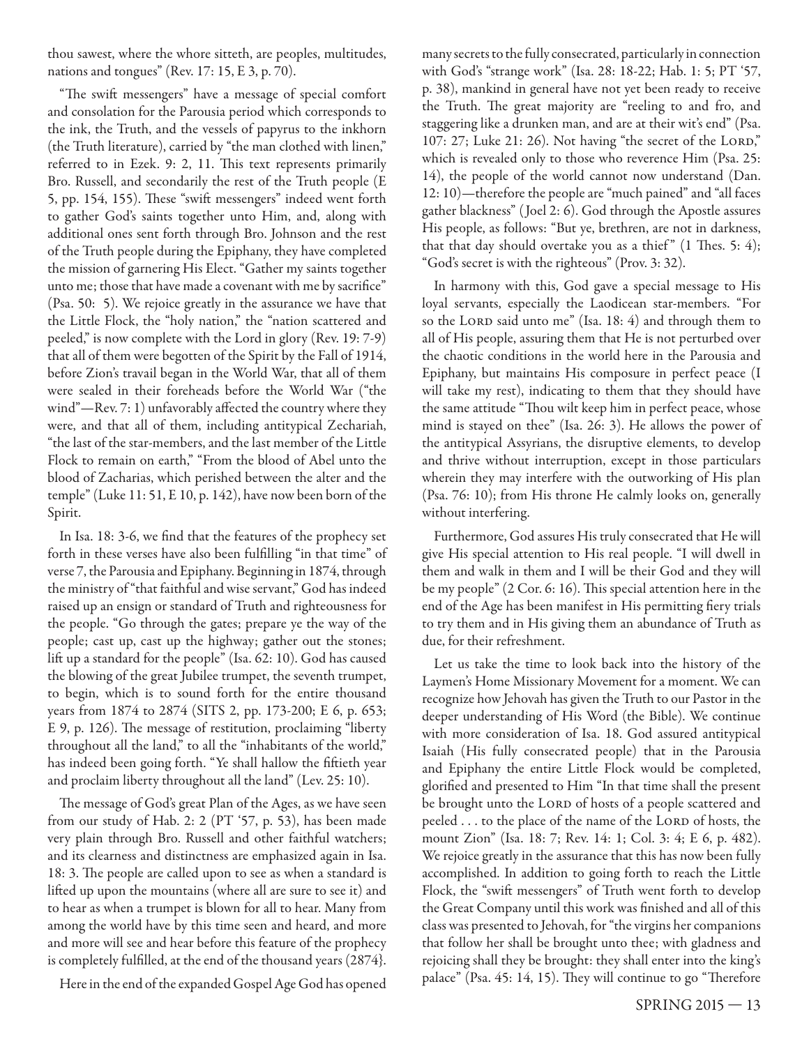thou sawest, where the whore sitteth, are peoples, multitudes, nations and tongues" (Rev. 17: 15, E 3, p. 70).

"The swift messengers" have a message of special comfort and consolation for the Parousia period which corresponds to the ink, the Truth, and the vessels of papyrus to the inkhorn (the Truth literature), carried by "the man clothed with linen," referred to in Ezek. 9: 2, 11. This text represents primarily Bro. Russell, and secondarily the rest of the Truth people (E 5, pp. 154, 155). These "swift messengers" indeed went forth to gather God's saints together unto Him, and, along with additional ones sent forth through Bro. Johnson and the rest of the Truth people during the Epiphany, they have completed the mission of garnering His Elect. "Gather my saints together unto me; those that have made a covenant with me by sacrifice" (Psa. 50: 5). We rejoice greatly in the assurance we have that the Little Flock, the "holy nation," the "nation scattered and peeled," is now complete with the Lord in glory (Rev. 19: 7-9) that all of them were begotten of the Spirit by the Fall of 1914, before Zion's travail began in the World War, that all of them were sealed in their foreheads before the World War ("the wind"—Rev. 7: 1) unfavorably affected the country where they were, and that all of them, including antitypical Zechariah, "the last of the star-members, and the last member of the Little Flock to remain on earth," "From the blood of Abel unto the blood of Zacharias, which perished between the alter and the temple" (Luke 11: 51, E 10, p. 142), have now been born of the Spirit.

In Isa. 18: 3-6, we find that the features of the prophecy set forth in these verses have also been fulfilling "in that time" of verse 7, the Parousia and Epiphany. Beginning in 1874, through the ministry of "that faithful and wise servant," God has indeed raised up an ensign or standard of Truth and righteousness for the people. "Go through the gates; prepare ye the way of the people; cast up, cast up the highway; gather out the stones; lift up a standard for the people" (Isa. 62: 10). God has caused the blowing of the great Jubilee trumpet, the seventh trumpet, to begin, which is to sound forth for the entire thousand years from 1874 to 2874 (SITS 2, pp. 173-200; E 6, p. 653; E 9, p. 126). The message of restitution, proclaiming "liberty throughout all the land," to all the "inhabitants of the world," has indeed been going forth. "Ye shall hallow the fiftieth year and proclaim liberty throughout all the land" (Lev. 25: 10).

The message of God's great Plan of the Ages, as we have seen from our study of Hab. 2: 2 (PT '57, p. 53), has been made very plain through Bro. Russell and other faithful watchers; and its clearness and distinctness are emphasized again in Isa. 18: 3. The people are called upon to see as when a standard is lifted up upon the mountains (where all are sure to see it) and to hear as when a trumpet is blown for all to hear. Many from among the world have by this time seen and heard, and more and more will see and hear before this feature of the prophecy is completely fulfilled, at the end of the thousand years (2874}.

Here in the end of the expanded Gospel Age God has opened many secrets to the fully consecrated, particularly in connection with God's "strange work" (Isa. 28: 18-22; Hab. 1: 5; PT '57, p. 38), mankind in general have not yet been ready to receive the Truth. The great majority are "reeling to and fro, and staggering like a drunken man, and are at their wit's end" (Psa. 107: 27; Luke 21: 26). Not having "the secret of the LORD," which is revealed only to those who reverence Him (Psa. 25: 14), the people of the world cannot now understand (Dan. 12: 10)—therefore the people are "much pained" and "all faces gather blackness" (Joel 2: 6). God through the Apostle assures His people, as follows: "But ye, brethren, are not in darkness, that that day should overtake you as a thief" (1 Thes. 5: 4); "God's secret is with the righteous" (Prov. 3: 32).

In harmony with this, God gave a special message to His loyal servants, especially the Laodicean star-members. "For so the LORD said unto me" (Isa. 18: 4) and through them to all of His people, assuring them that He is not perturbed over the chaotic conditions in the world here in the Parousia and Epiphany, but maintains His composure in perfect peace (I will take my rest), indicating to them that they should have the same attitude "Thou wilt keep him in perfect peace, whose mind is stayed on thee" (Isa. 26: 3). He allows the power of the antitypical Assyrians, the disruptive elements, to develop and thrive without interruption, except in those particulars wherein they may interfere with the outworking of His plan (Psa. 76: 10); from His throne He calmly looks on, generally without interfering.

Furthermore, God assures His truly consecrated that He will give His special attention to His real people. "I will dwell in them and walk in them and I will be their God and they will be my people" (2 Cor. 6: 16). This special attention here in the end of the Age has been manifest in His permitting fiery trials to try them and in His giving them an abundance of Truth as due, for their refreshment.

Let us take the time to look back into the history of the Laymen's Home Missionary Movement for a moment. We can recognize how Jehovah has given the Truth to our Pastor in the deeper understanding of His Word (the Bible). We continue with more consideration of Isa. 18. God assured antitypical Isaiah (His fully consecrated people) that in the Parousia and Epiphany the entire Little Flock would be completed, glorified and presented to Him "In that time shall the present be brought unto the LORD of hosts of a people scattered and peeled . . . to the place of the name of the LORD of hosts, the mount Zion" (Isa. 18: 7; Rev. 14: 1; Col. 3: 4; E 6, p. 482). We rejoice greatly in the assurance that this has now been fully accomplished. In addition to going forth to reach the Little Flock, the "swift messengers" of Truth went forth to develop the Great Company until this work was finished and all of this class was presented to Jehovah, for "the virgins her companions that follow her shall be brought unto thee; with gladness and rejoicing shall they be brought: they shall enter into the king's palace" (Psa. 45: 14, 15). They will continue to go "Therefore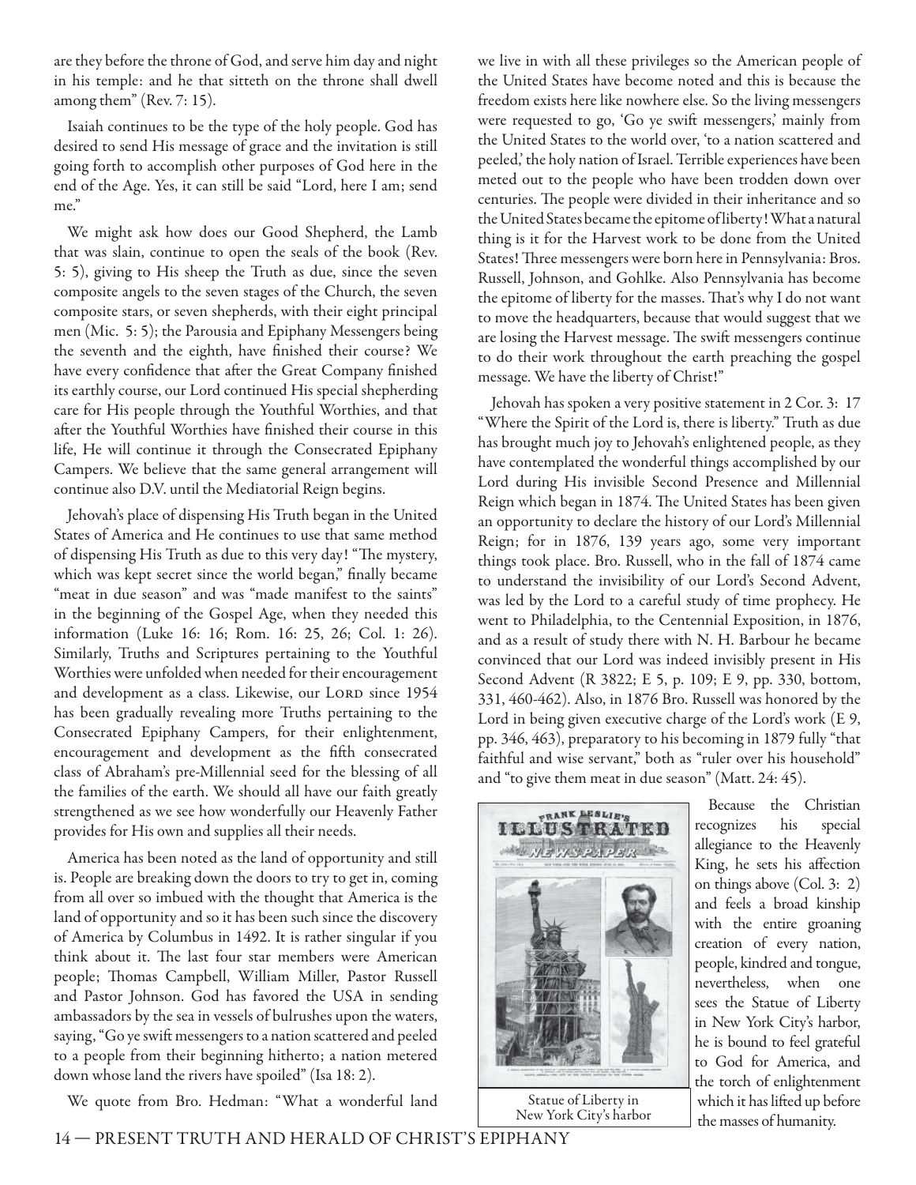are they before the throne of God, and serve him day and night in his temple: and he that sitteth on the throne shall dwell among them" (Rev. 7: 15).

Isaiah continues to be the type of the holy people. God has desired to send His message of grace and the invitation is still going forth to accomplish other purposes of God here in the end of the Age. Yes, it can still be said "Lord, here I am; send me."

We might ask how does our Good Shepherd, the Lamb that was slain, continue to open the seals of the book (Rev. 5: 5), giving to His sheep the Truth as due, since the seven composite angels to the seven stages of the Church, the seven composite stars, or seven shepherds, with their eight principal men (Mic. 5: 5); the Parousia and Epiphany Messengers being the seventh and the eighth, have finished their course? We have every confidence that after the Great Company finished its earthly course, our Lord continued His special shepherding care for His people through the Youthful Worthies, and that after the Youthful Worthies have finished their course in this life, He will continue it through the Consecrated Epiphany Campers. We believe that the same general arrangement will continue also D.V. until the Mediatorial Reign begins.

Jehovah's place of dispensing His Truth began in the United States of America and He continues to use that same method of dispensing His Truth as due to this very day! "The mystery, which was kept secret since the world began," finally became "meat in due season" and was "made manifest to the saints" in the beginning of the Gospel Age, when they needed this information (Luke 16: 16; Rom. 16: 25, 26; Col. 1: 26). Similarly, Truths and Scriptures pertaining to the Youthful Worthies were unfolded when needed for their encouragement and development as a class. Likewise, our LORD since 1954 has been gradually revealing more Truths pertaining to the Consecrated Epiphany Campers, for their enlightenment, encouragement and development as the fifth consecrated class of Abraham's pre-Millennial seed for the blessing of all the families of the earth. We should all have our faith greatly strengthened as we see how wonderfully our Heavenly Father provides for His own and supplies all their needs.

America has been noted as the land of opportunity and still is. People are breaking down the doors to try to get in, coming from all over so imbued with the thought that America is the land of opportunity and so it has been such since the discovery of America by Columbus in 1492. It is rather singular if you think about it. The last four star members were American people; Thomas Campbell, William Miller, Pastor Russell and Pastor Johnson. God has favored the USA in sending ambassadors by the sea in vessels of bulrushes upon the waters, saying, "Go ye swift messengers to a nation scattered and peeled to a people from their beginning hitherto; a nation metered down whose land the rivers have spoiled" (Isa 18: 2).

We quote from Bro. Hedman: "What a wonderful land we live in with all these privileges so the American people of the United States have become noted and this is because the freedom exists here like nowhere else. So the living messengers were requested to go, 'Go ye swift messengers,' mainly from the United States to the world over, 'to a nation scattered and peeled,' the holy nation of Israel. Terrible experiences have been meted out to the people who have been trodden down over centuries. The people were divided in their inheritance and so the United States became the epitome of liberty! What a natural thing is it for the Harvest work to be done from the United States! Three messengers were born here in Pennsylvania: Bros. Russell, Johnson, and Gohlke. Also Pennsylvania has become the epitome of liberty for the masses. That's why I do not want to move the headquarters, because that would suggest that we are losing the Harvest message. The swift messengers continue to do their work throughout the earth preaching the gospel message. We have the liberty of Christ!"

Jehovah has spoken a very positive statement in 2 Cor. 3: 17 "Where the Spirit of the Lord is, there is liberty." Truth as due has brought much joy to Jehovah's enlightened people, as they have contemplated the wonderful things accomplished by our Lord during His invisible Second Presence and Millennial Reign which began in 1874. The United States has been given an opportunity to declare the history of our Lord's Millennial Reign; for in 1876, 139 years ago, some very important things took place. Bro. Russell, who in the fall of 1874 came to understand the invisibility of our Lord's Second Advent, was led by the Lord to a careful study of time prophecy. He went to Philadelphia, to the Centennial Exposition, in 1876, and as a result of study there with N. H. Barbour he became convinced that our Lord was indeed invisibly present in His Second Advent (R 3822; E 5, p. 109; E 9, pp. 330, bottom, 331, 460-462). Also, in 1876 Bro. Russell was honored by the Lord in being given executive charge of the Lord's work (E 9, pp. 346, 463), preparatory to his becoming in 1879 fully "that faithful and wise servant," both as "ruler over his household" and "to give them meat in due season" (Matt. 24: 45).

Statue of Liberty in New York City's harbor

Because the Christian recognizes his special allegiance to the Heavenly King, he sets his affection on things above (Col. 3: 2) and feels a broad kinship with the entire groaning creation of every nation, people, kindred and tongue, nevertheless, when one sees the Statue of Liberty in New York City's harbor, he is bound to feel grateful to God for America, and the torch of enlightenment which it has lifted up before the masses of humanity.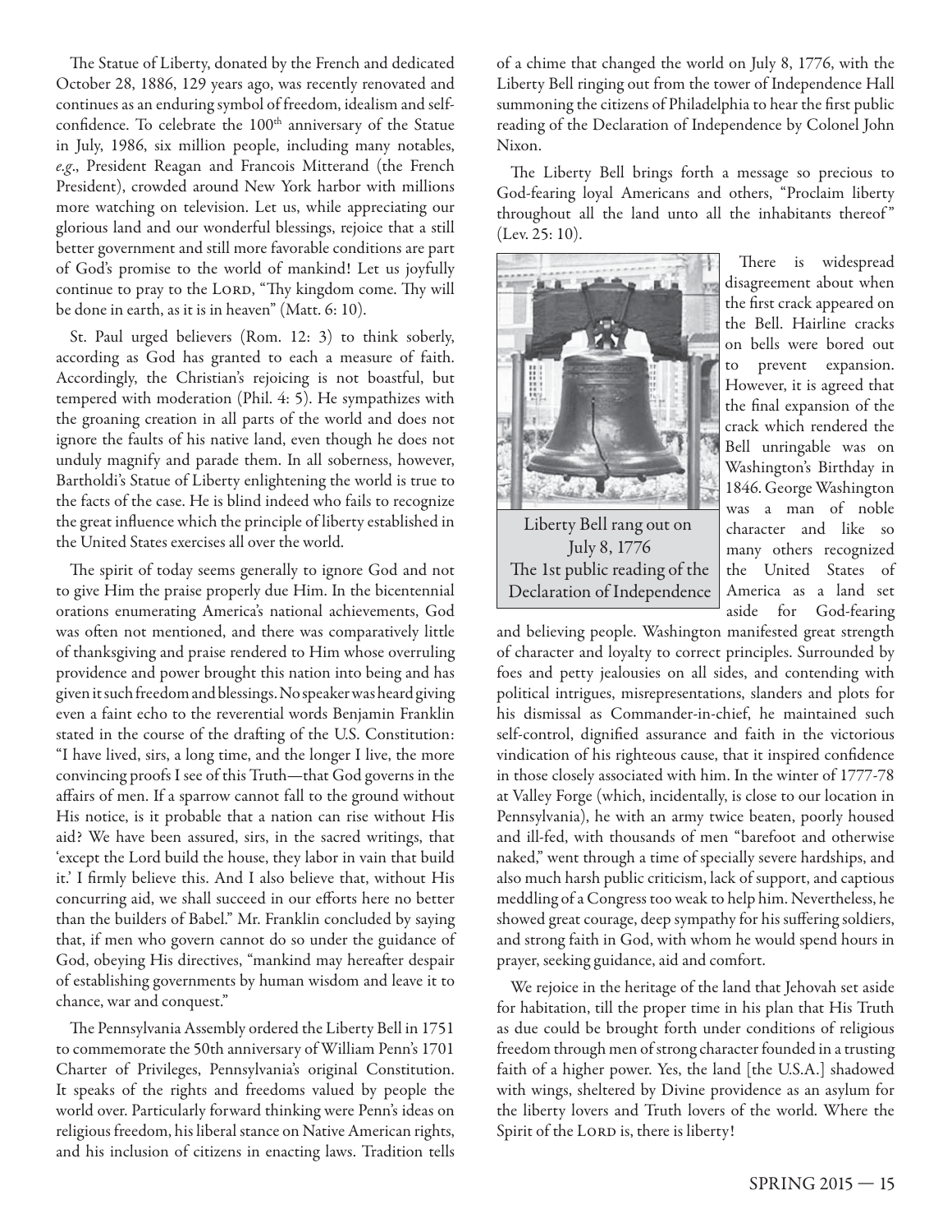The Statue of Liberty, donated by the French and dedicated October 28, 1886, 129 years ago, was recently renovated and continues as an enduring symbol of freedom, idealism and self-confidence. To celebrate the 100th anniversary of the Statue in July, 1986, six million people, including many notables, *e.g*., President Reagan and Francois Mitterand (the French President), crowded around New York harbor with millions more watching on television. Let us, while appreciating our glorious land and our wonderful blessings, rejoice that a still better government and still more favorable conditions are part of God's promise to the world of mankind! Let us joyfully continue to pray to the LORD, "Thy kingdom come. Thy will be done in earth, as it is in heaven" (Matt. 6: 10).

St. Paul urged believers (Rom. 12: 3) to think soberly, according as God has granted to each a measure of faith. Accordingly, the Christian's rejoicing is not boastful, but tempered with moderation (Phil. 4: 5). He sympathizes with the groaning creation in all parts of the world and does not ignore the faults of his native land, even though he does not unduly magnify and parade them. In all soberness, however, Bartholdi's Statue of Liberty enlightening the world is true to the facts of the case. He is blind indeed who fails to recognize the great influence which the principle of liberty established in the United States exercises all over the world.

The spirit of today seems generally to ignore God and not to give Him the praise properly due Him. In the bicentennial orations enumerating America's national achievements, God was often not mentioned, and there was comparatively little of thanksgiving and praise rendered to Him whose overruling providence and power brought this nation into being and has given it such freedom and blessings. No speaker was heard giving even a faint echo to the reverential words Benjamin Franklin stated in the course of the drafting of the U.S. Constitution: "I have lived, sirs, a long time, and the longer I live, the more convincing proofs I see of this Truth—that God governs in the affairs of men. If a sparrow cannot fall to the ground without His notice, is it probable that a nation can rise without His aid? We have been assured, sirs, in the sacred writings, that 'except the Lord build the house, they labor in vain that build it.' I firmly believe this. And I also believe that, without His concurring aid, we shall succeed in our efforts here no better than the builders of Babel." Mr. Franklin concluded by saying that, if men who govern cannot do so under the guidance of God, obeying His directives, "mankind may hereafter despair of establishing governments by human wisdom and leave it to chance, war and conquest."

The Pennsylvania Assembly ordered the Liberty Bell in 1751 to commemorate the 50th anniversary of William Penn's 1701 Charter of Privileges, Pennsylvania's original Constitution. It speaks of the rights and freedoms valued by people the world over. Particularly forward thinking were Penn's ideas on religious freedom, his liberal stance on Native American rights, and his inclusion of citizens in enacting laws. Tradition tells of a chime that changed the world on July 8, 1776, with the Liberty Bell ringing out from the tower of Independence Hall summoning the citizens of Philadelphia to hear the first public reading of the Declaration of Independence by Colonel John Nixon.

The Liberty Bell brings forth a message so precious to God-fearing loyal Americans and others, "Proclaim liberty throughout all the land unto all the inhabitants thereof" (Lev. 25: 10).

Liberty Bell rang out on July 8, 1776
The 1st public reading of the Declaration of Independence

There is widespread disagreement about when the first crack appeared on the Bell. Hairline cracks on bells were bored out to prevent expansion. However, it is agreed that the final expansion of the crack which rendered the Bell unringable was on Washington's Birthday in 1846. George Washington was a man of noble character and like so many others recognized the United States of America as a land set aside for God-fearing and believing people. Washington manifested great strength of character and loyalty to correct principles. Surrounded by foes and petty jealousies on all sides, and contending with political intrigues, misrepresentations, slanders and plots for his dismissal as Commander-in-chief, he maintained such self-control, dignified assurance and faith in the victorious vindication of his righteous cause, that it inspired confidence in those closely associated with him. In the winter of 1777-78 at Valley Forge (which, incidentally, is close to our location in Pennsylvania), he with an army twice beaten, poorly housed and ill-fed, with thousands of men "barefoot and otherwise naked," went through a time of specially severe hardships, and also much harsh public criticism, lack of support, and captious meddling of a Congress too weak to help him. Nevertheless, he showed great courage, deep sympathy for his suffering soldiers, and strong faith in God, with whom he would spend hours in prayer, seeking guidance, aid and comfort.

We rejoice in the heritage of the land that Jehovah set aside for habitation, till the proper time in his plan that His Truth as due could be brought forth under conditions of religious freedom through men of strong character founded in a trusting faith of a higher power. Yes, the land [the U.S.A.] shadowed with wings, sheltered by Divine providence as an asylum for the liberty lovers and Truth lovers of the world. Where the Spirit of the LORD is, there is liberty!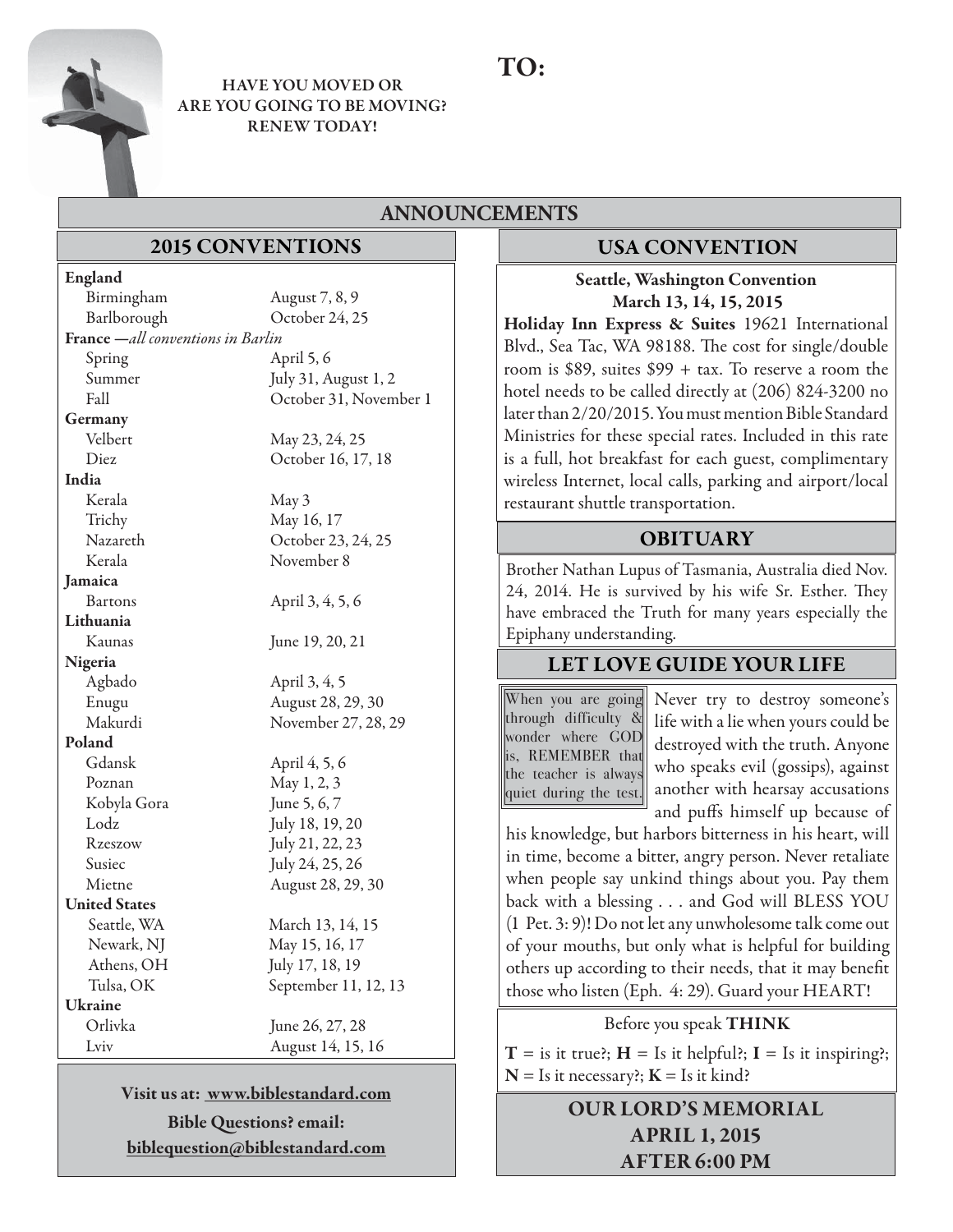**TO:**

**HAVE YOU MOVED OR ARE YOU GOING TO BE MOVING? RENEW TODAY!**

## ANNOUNCEMENTS

### 2015 CONVENTIONS

| | |
|---|---|
| **England** | |
| Birmingham | August 7, 8, 9 |
| Barlborough | October 24, 25 |
| **France** —*all conventions in Barlin* | |
| Spring | April 5, 6 |
| Summer | July 31, August 1, 2 |
| Fall | October 31, November 1 |
| **Germany** | |
| Velbert | May 23, 24, 25 |
| Diez | October 16, 17, 18 |
| **India** | |
| Kerala | May 3 |
| Trichy | May 16, 17 |
| Nazareth | October 23, 24, 25 |
| Kerala | November 8 |
| **Jamaica** | |
| Bartons | April 3, 4, 5, 6 |
| **Lithuania** | |
| Kaunas | June 19, 20, 21 |
| **Nigeria** | |
| Agbado | April 3, 4, 5 |
| Enugu | August 28, 29, 30 |
| Makurdi | November 27, 28, 29 |
| **Poland** | |
| Gdansk | April 4, 5, 6 |
| Poznan | May 1, 2, 3 |
| Kobyla Gora | June 5, 6, 7 |
| Lodz | July 18, 19, 20 |
| Rzeszow | July 21, 22, 23 |
| Susiec | July 24, 25, 26 |
| Mietne | August 28, 29, 30 |
| **United States** | |
| Seattle, WA | March 13, 14, 15 |
| Newark, NJ | May 15, 16, 17 |
| Athens, OH | July 17, 18, 19 |
| Tulsa, OK | September 11, 12, 13 |
| **Ukraine** | |
| Orlivka | June 26, 27, 28 |
| Lviv | August 14, 15, 16 |

**Visit us at: www.biblestandard.com**

**Bible Questions? email: biblequestion@biblestandard.com**

### USA CONVENTION

**Seattle, Washington Convention**
**March 13, 14, 15, 2015**

**Holiday Inn Express & Suites** 19621 International Blvd., Sea Tac, WA 98188. The cost for single/double room is $89, suites $99 + tax. To reserve a room the hotel needs to be called directly at (206) 824-3200 no later than 2/20/2015. You must mention Bible Standard Ministries for these special rates. Included in this rate is a full, hot breakfast for each guest, complimentary wireless Internet, local calls, parking and airport/local restaurant shuttle transportation.

### OBITUARY

Brother Nathan Lupus of Tasmania, Australia died Nov. 24, 2014. He is survived by his wife Sr. Esther. They have embraced the Truth for many years especially the Epiphany understanding.

### LET LOVE GUIDE YOUR LIFE

When you are going through difficulty & wonder where GOD is, REMEMBER that the teacher is always quiet during the test.

Never try to destroy someone's life with a lie when yours could be destroyed with the truth. Anyone who speaks evil (gossips), against another with hearsay accusations and puffs himself up because of his knowledge, but harbors bitterness in his heart, will in time, become a bitter, angry person. Never retaliate when people say unkind things about you. Pay them back with a blessing . . . and God will BLESS YOU (1 Pet. 3: 9)! Do not let any unwholesome talk come out of your mouths, but only what is helpful for building others up according to their needs, that it may benefit those who listen (Eph. 4: 29). Guard your HEART!

Before you speak **THINK**

**T** = is it true?; **H** = Is it helpful?; **I** = Is it inspiring?; **N** = Is it necessary?; **K** = Is it kind?

### OUR LORD'S MEMORIAL APRIL 1, 2015 AFTER 6:00 PM